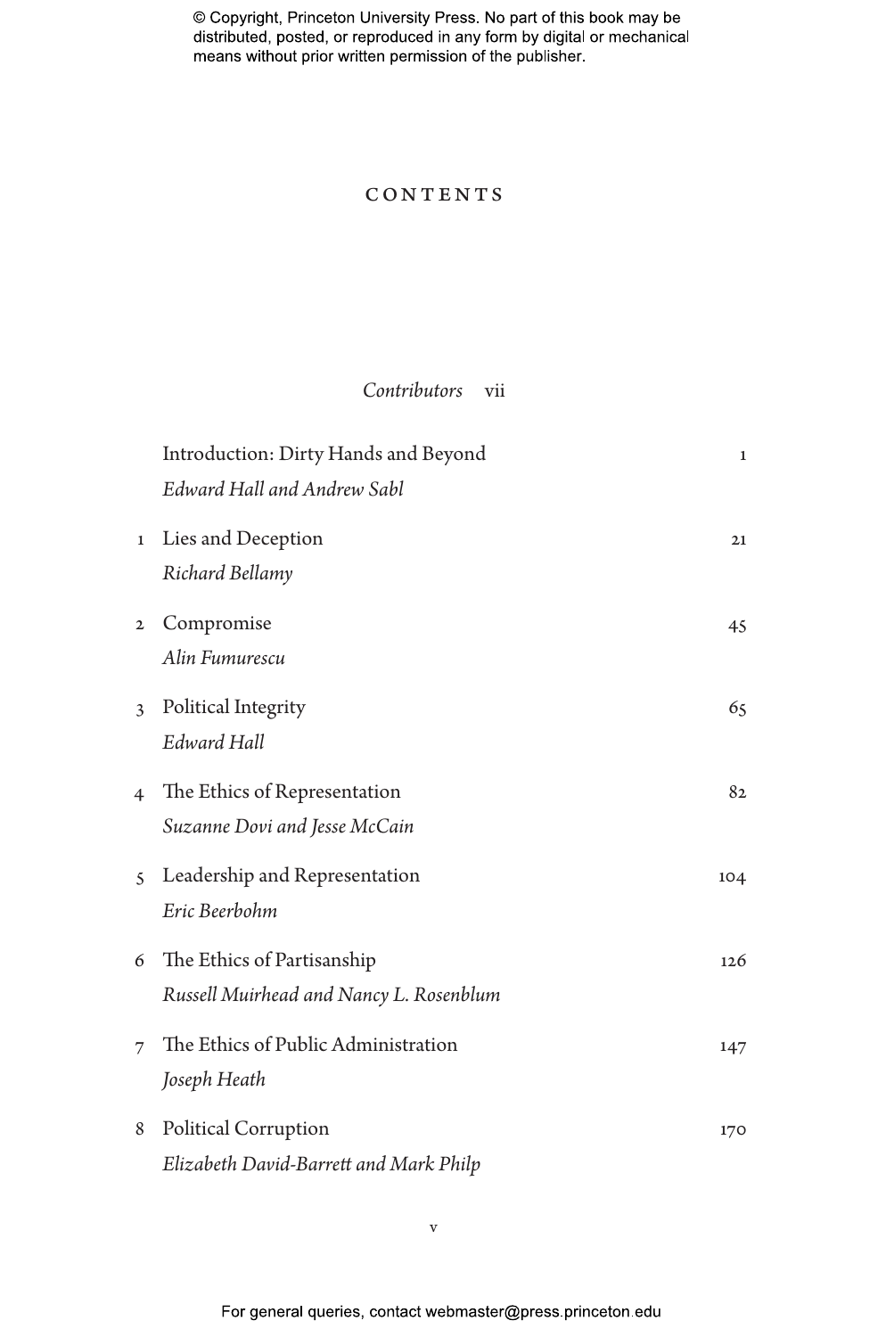# CONTENTS

*Contributors* vii

| | | |
|---|---|---|
| | Introduction: Dirty Hands and Beyond<br>*Edward Hall and Andrew Sabl* | 1 |
| 1 | Lies and Deception<br>*Richard Bellamy* | 21 |
| 2 | Compromise<br>*Alin Fumurescu* | 45 |
| 3 | Political Integrity<br>*Edward Hall* | 65 |
| 4 | The Ethics of Representation<br>*Suzanne Dovi and Jesse McCain* | 82 |
| 5 | Leadership and Representation<br>*Eric Beerbohm* | 104 |
| 6 | The Ethics of Partisanship<br>*Russell Muirhead and Nancy L. Rosenblum* | 126 |
| 7 | The Ethics of Public Administration<br>*Joseph Heath* | 147 |
| 8 | Political Corruption<br>*Elizabeth David-Barrett and Mark Philp* | 170 |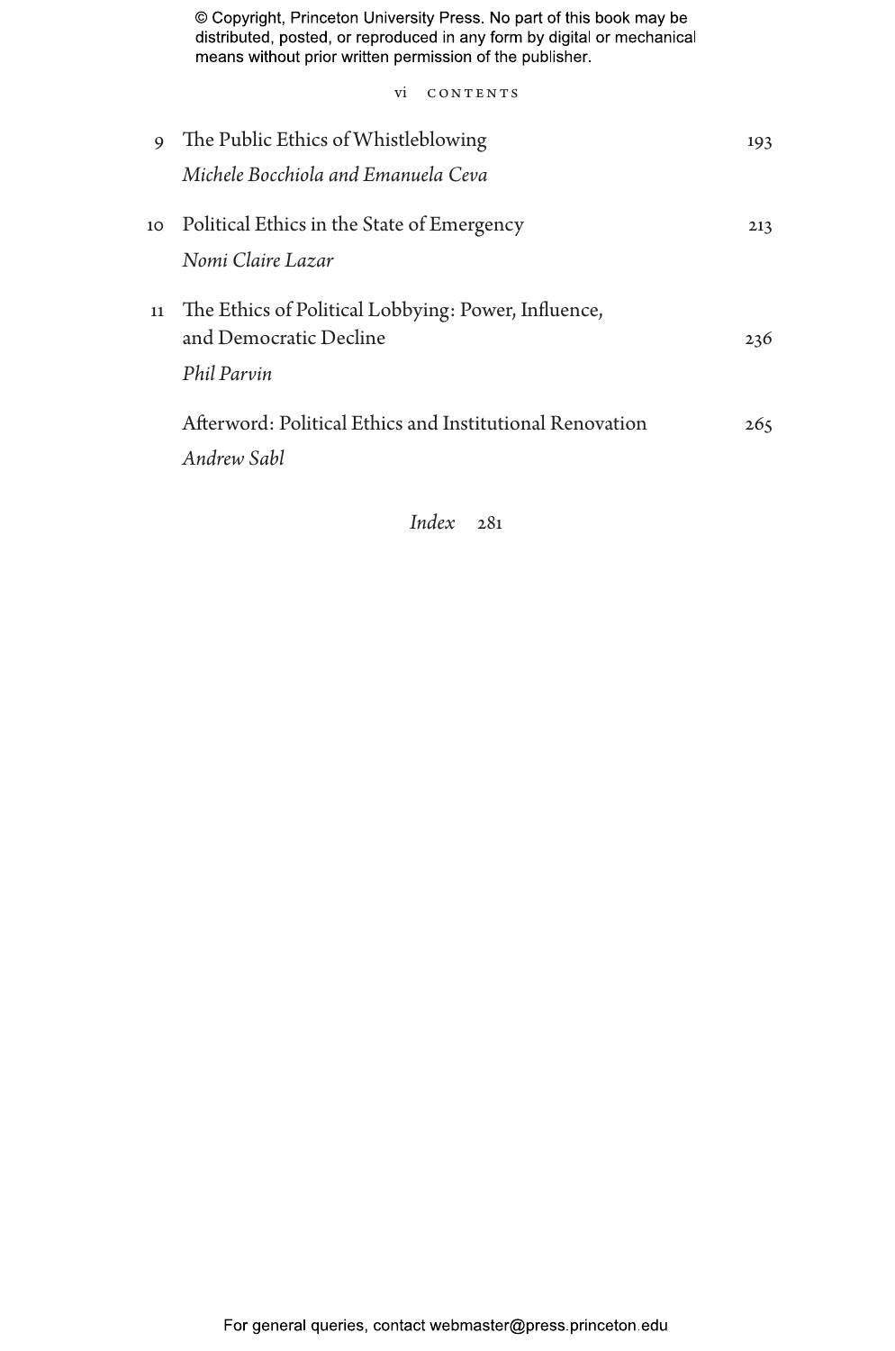9 The Public Ethics of Whistleblowing 193
*Michele Bocchiola and Emanuela Ceva*

10 Political Ethics in the State of Emergency 213
*Nomi Claire Lazar*

11 The Ethics of Political Lobbying: Power, Influence, and Democratic Decline 236
*Phil Parvin*

Afterword: Political Ethics and Institutional Renovation 265
*Andrew Sabl*

*Index* 281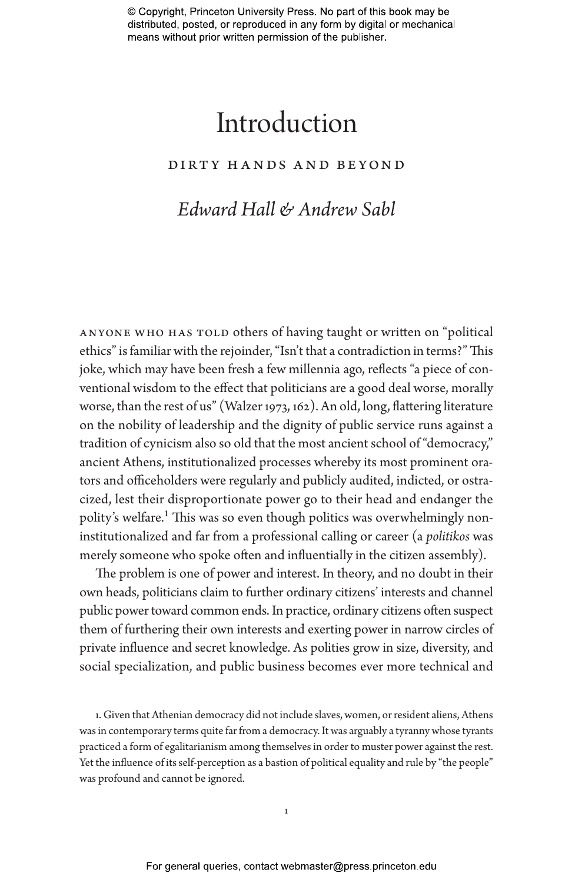# Introduction

## DIRTY HANDS AND BEYOND

*Edward Hall & Andrew Sabl*

ANYONE WHO HAS TOLD others of having taught or written on "political ethics" is familiar with the rejoinder, "Isn't that a contradiction in terms?" This joke, which may have been fresh a few millennia ago, reflects "a piece of conventional wisdom to the effect that politicians are a good deal worse, morally worse, than the rest of us" (Walzer 1973, 162). An old, long, flattering literature on the nobility of leadership and the dignity of public service runs against a tradition of cynicism also so old that the most ancient school of "democracy," ancient Athens, institutionalized processes whereby its most prominent orators and officeholders were regularly and publicly audited, indicted, or ostracized, lest their disproportionate power go to their head and endanger the polity's welfare.[1] This was so even though politics was overwhelmingly noninstitutionalized and far from a professional calling or career (a *politikos* was merely someone who spoke often and influentially in the citizen assembly).

The problem is one of power and interest. In theory, and no doubt in their own heads, politicians claim to further ordinary citizens' interests and channel public power toward common ends. In practice, ordinary citizens often suspect them of furthering their own interests and exerting power in narrow circles of private influence and secret knowledge. As polities grow in size, diversity, and social specialization, and public business becomes ever more technical and

1. Given that Athenian democracy did not include slaves, women, or resident aliens, Athens was in contemporary terms quite far from a democracy. It was arguably a tyranny whose tyrants practiced a form of egalitarianism among themselves in order to muster power against the rest. Yet the influence of its self-perception as a bastion of political equality and rule by "the people" was profound and cannot be ignored.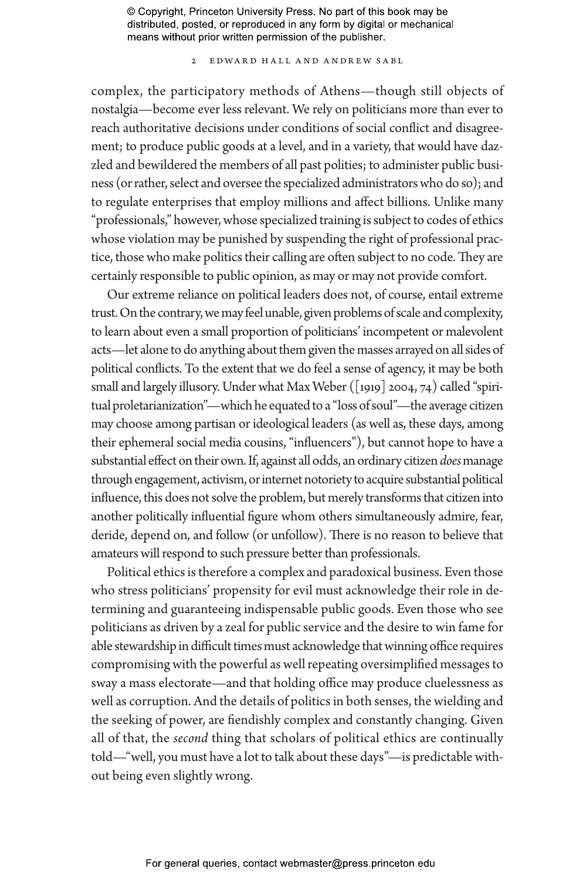complex, the participatory methods of Athens—though still objects of nostalgia—become ever less relevant. We rely on politicians more than ever to reach authoritative decisions under conditions of social conflict and disagreement; to produce public goods at a level, and in a variety, that would have dazzled and bewildered the members of all past polities; to administer public business (or rather, select and oversee the specialized administrators who do so); and to regulate enterprises that employ millions and affect billions. Unlike many "professionals," however, whose specialized training is subject to codes of ethics whose violation may be punished by suspending the right of professional practice, those who make politics their calling are often subject to no code. They are certainly responsible to public opinion, as may or may not provide comfort.

Our extreme reliance on political leaders does not, of course, entail extreme trust. On the contrary, we may feel unable, given problems of scale and complexity, to learn about even a small proportion of politicians' incompetent or malevolent acts—let alone to do anything about them given the masses arrayed on all sides of political conflicts. To the extent that we do feel a sense of agency, it may be both small and largely illusory. Under what Max Weber ([1919] 2004, 74) called "spiritual proletarianization"—which he equated to a "loss of soul"—the average citizen may choose among partisan or ideological leaders (as well as, these days, among their ephemeral social media cousins, "influencers"), but cannot hope to have a substantial effect on their own. If, against all odds, an ordinary citizen *does* manage through engagement, activism, or internet notoriety to acquire substantial political influence, this does not solve the problem, but merely transforms that citizen into another politically influential figure whom others simultaneously admire, fear, deride, depend on, and follow (or unfollow). There is no reason to believe that amateurs will respond to such pressure better than professionals.

Political ethics is therefore a complex and paradoxical business. Even those who stress politicians' propensity for evil must acknowledge their role in determining and guaranteeing indispensable public goods. Even those who see politicians as driven by a zeal for public service and the desire to win fame for able stewardship in difficult times must acknowledge that winning office requires compromising with the powerful as well repeating oversimplified messages to sway a mass electorate—and that holding office may produce cluelessness as well as corruption. And the details of politics in both senses, the wielding and the seeking of power, are fiendishly complex and constantly changing. Given all of that, the *second* thing that scholars of political ethics are continually told—"well, you must have a lot to talk about these days"—is predictable without being even slightly wrong.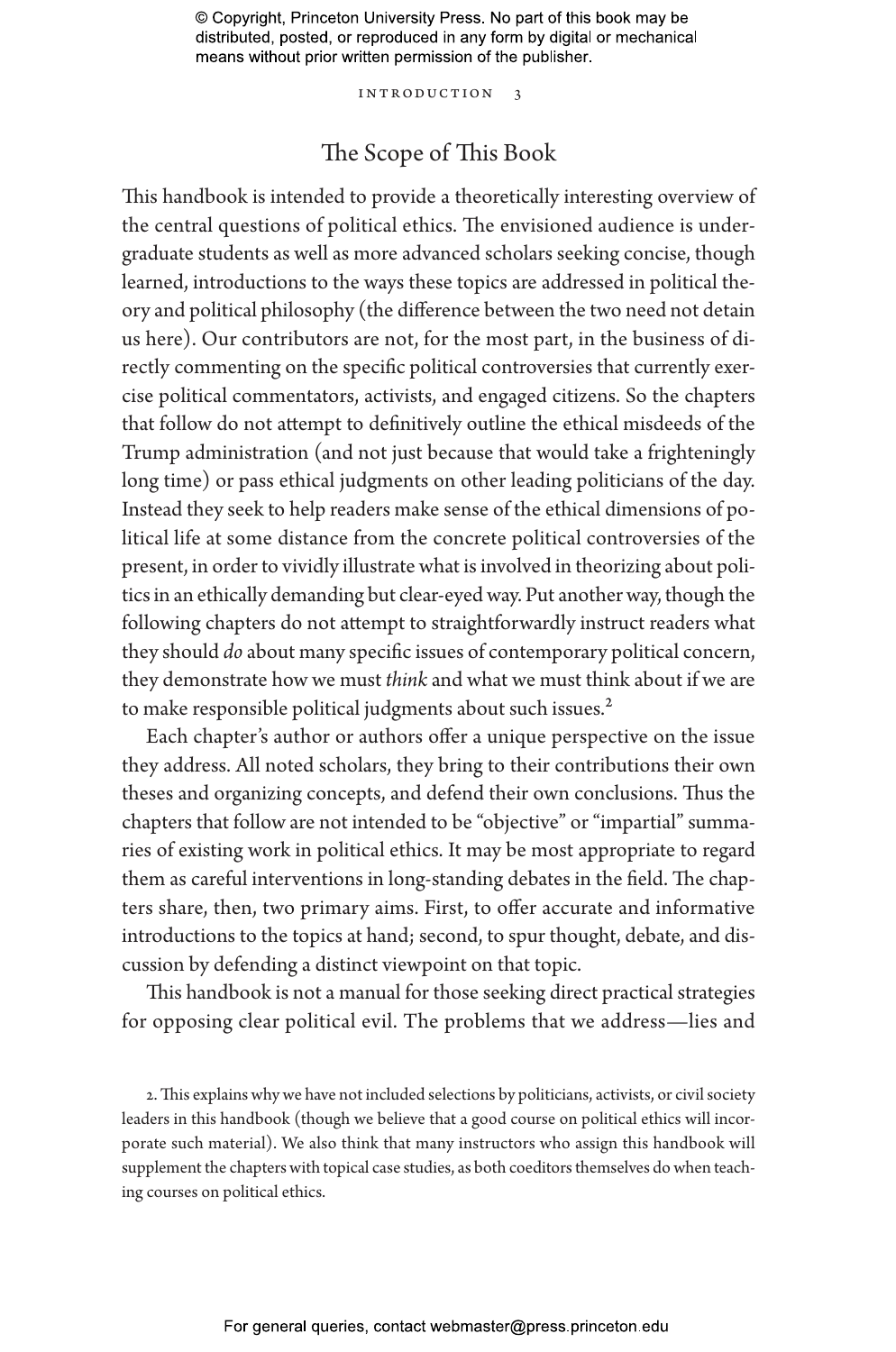## The Scope of This Book

This handbook is intended to provide a theoretically interesting overview of the central questions of political ethics. The envisioned audience is undergraduate students as well as more advanced scholars seeking concise, though learned, introductions to the ways these topics are addressed in political theory and political philosophy (the difference between the two need not detain us here). Our contributors are not, for the most part, in the business of directly commenting on the specific political controversies that currently exercise political commentators, activists, and engaged citizens. So the chapters that follow do not attempt to definitively outline the ethical misdeeds of the Trump administration (and not just because that would take a frighteningly long time) or pass ethical judgments on other leading politicians of the day. Instead they seek to help readers make sense of the ethical dimensions of political life at some distance from the concrete political controversies of the present, in order to vividly illustrate what is involved in theorizing about politics in an ethically demanding but clear-eyed way. Put another way, though the following chapters do not attempt to straightforwardly instruct readers what they should *do* about many specific issues of contemporary political concern, they demonstrate how we must *think* and what we must think about if we are to make responsible political judgments about such issues.[2]

Each chapter's author or authors offer a unique perspective on the issue they address. All noted scholars, they bring to their contributions their own theses and organizing concepts, and defend their own conclusions. Thus the chapters that follow are not intended to be "objective" or "impartial" summaries of existing work in political ethics. It may be most appropriate to regard them as careful interventions in long-standing debates in the field. The chapters share, then, two primary aims. First, to offer accurate and informative introductions to the topics at hand; second, to spur thought, debate, and discussion by defending a distinct viewpoint on that topic.

This handbook is not a manual for those seeking direct practical strategies for opposing clear political evil. The problems that we address—lies and

2. This explains why we have not included selections by politicians, activists, or civil society leaders in this handbook (though we believe that a good course on political ethics will incorporate such material). We also think that many instructors who assign this handbook will supplement the chapters with topical case studies, as both coeditors themselves do when teaching courses on political ethics.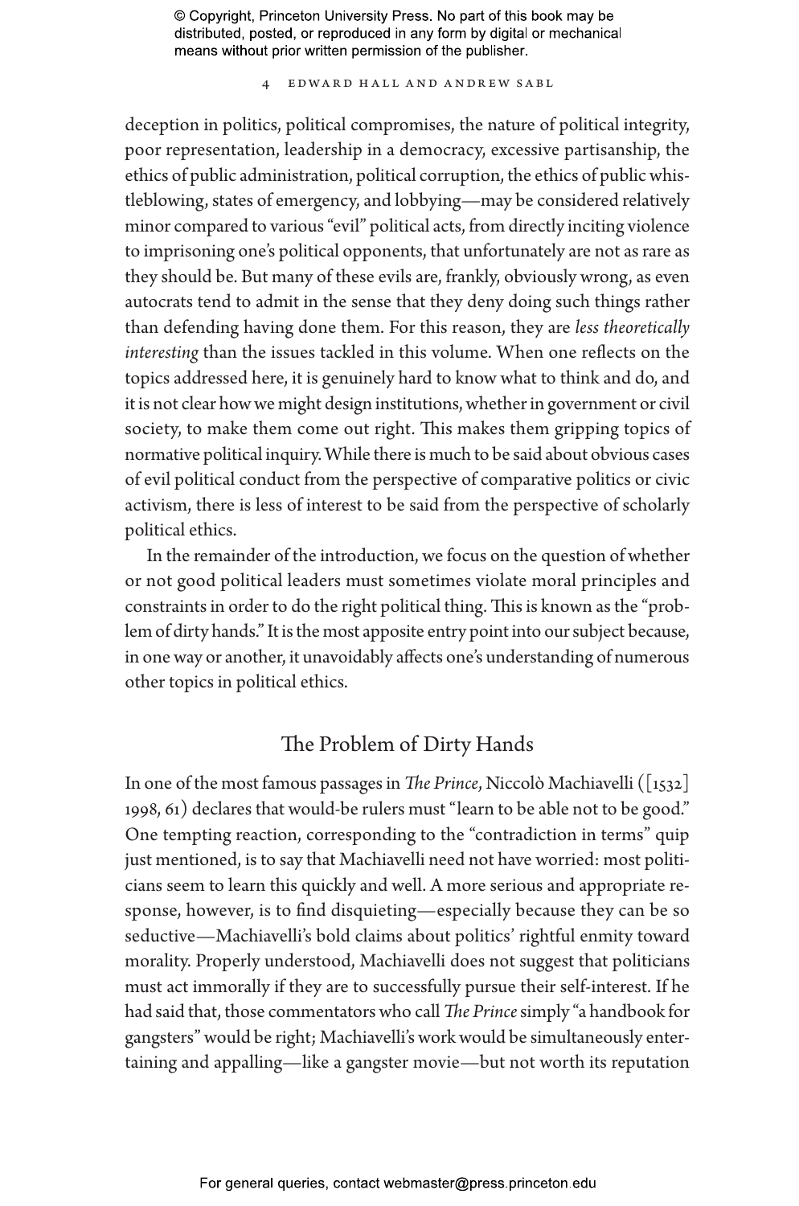deception in politics, political compromises, the nature of political integrity, poor representation, leadership in a democracy, excessive partisanship, the ethics of public administration, political corruption, the ethics of public whistleblowing, states of emergency, and lobbying—may be considered relatively minor compared to various "evil" political acts, from directly inciting violence to imprisoning one's political opponents, that unfortunately are not as rare as they should be. But many of these evils are, frankly, obviously wrong, as even autocrats tend to admit in the sense that they deny doing such things rather than defending having done them. For this reason, they are *less theoretically interesting* than the issues tackled in this volume. When one reflects on the topics addressed here, it is genuinely hard to know what to think and do, and it is not clear how we might design institutions, whether in government or civil society, to make them come out right. This makes them gripping topics of normative political inquiry. While there is much to be said about obvious cases of evil political conduct from the perspective of comparative politics or civic activism, there is less of interest to be said from the perspective of scholarly political ethics.

In the remainder of the introduction, we focus on the question of whether or not good political leaders must sometimes violate moral principles and constraints in order to do the right political thing. This is known as the "problem of dirty hands." It is the most apposite entry point into our subject because, in one way or another, it unavoidably affects one's understanding of numerous other topics in political ethics.

## The Problem of Dirty Hands

In one of the most famous passages in *The Prince*, Niccolò Machiavelli ([1532] 1998, 61) declares that would-be rulers must "learn to be able not to be good." One tempting reaction, corresponding to the "contradiction in terms" quip just mentioned, is to say that Machiavelli need not have worried: most politicians seem to learn this quickly and well. A more serious and appropriate response, however, is to find disquieting—especially because they can be so seductive—Machiavelli's bold claims about politics' rightful enmity toward morality. Properly understood, Machiavelli does not suggest that politicians must act immorally if they are to successfully pursue their self-interest. If he had said that, those commentators who call *The Prince* simply "a handbook for gangsters" would be right; Machiavelli's work would be simultaneously entertaining and appalling—like a gangster movie—but not worth its reputation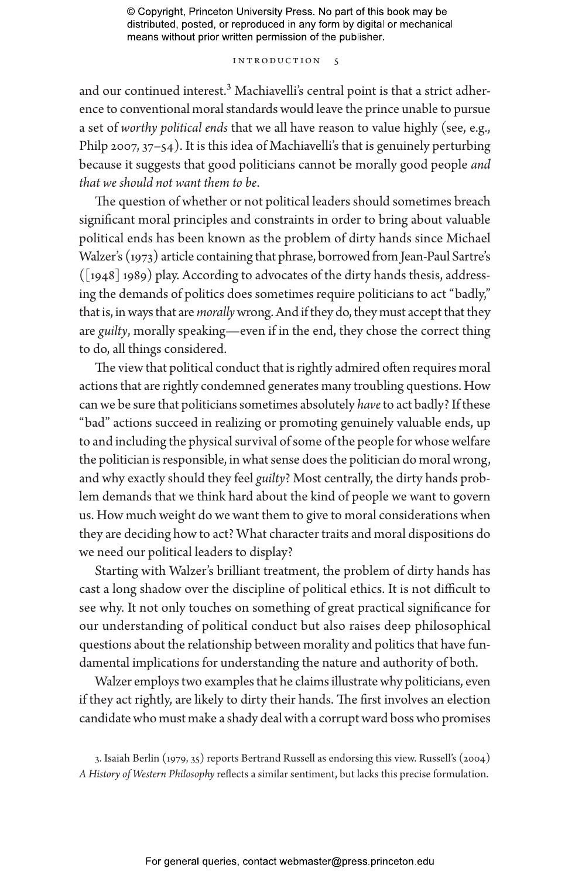and our continued interest.[3] Machiavelli's central point is that a strict adherence to conventional moral standards would leave the prince unable to pursue a set of *worthy political ends* that we all have reason to value highly (see, e.g., Philp 2007, 37–54). It is this idea of Machiavelli's that is genuinely perturbing because it suggests that good politicians cannot be morally good people *and that we should not want them to be*.

The question of whether or not political leaders should sometimes breach significant moral principles and constraints in order to bring about valuable political ends has been known as the problem of dirty hands since Michael Walzer's (1973) article containing that phrase, borrowed from Jean-Paul Sartre's ([1948] 1989) play. According to advocates of the dirty hands thesis, addressing the demands of politics does sometimes require politicians to act "badly," that is, in ways that are *morally* wrong. And if they do, they must accept that they are *guilty*, morally speaking—even if in the end, they chose the correct thing to do, all things considered.

The view that political conduct that is rightly admired often requires moral actions that are rightly condemned generates many troubling questions. How can we be sure that politicians sometimes absolutely *have* to act badly? If these "bad" actions succeed in realizing or promoting genuinely valuable ends, up to and including the physical survival of some of the people for whose welfare the politician is responsible, in what sense does the politician do moral wrong, and why exactly should they feel *guilty*? Most centrally, the dirty hands problem demands that we think hard about the kind of people we want to govern us. How much weight do we want them to give to moral considerations when they are deciding how to act? What character traits and moral dispositions do we need our political leaders to display?

Starting with Walzer's brilliant treatment, the problem of dirty hands has cast a long shadow over the discipline of political ethics. It is not difficult to see why. It not only touches on something of great practical significance for our understanding of political conduct but also raises deep philosophical questions about the relationship between morality and politics that have fundamental implications for understanding the nature and authority of both.

Walzer employs two examples that he claims illustrate why politicians, even if they act rightly, are likely to dirty their hands. The first involves an election candidate who must make a shady deal with a corrupt ward boss who promises

3. Isaiah Berlin (1979, 35) reports Bertrand Russell as endorsing this view. Russell's (2004) *A History of Western Philosophy* reflects a similar sentiment, but lacks this precise formulation.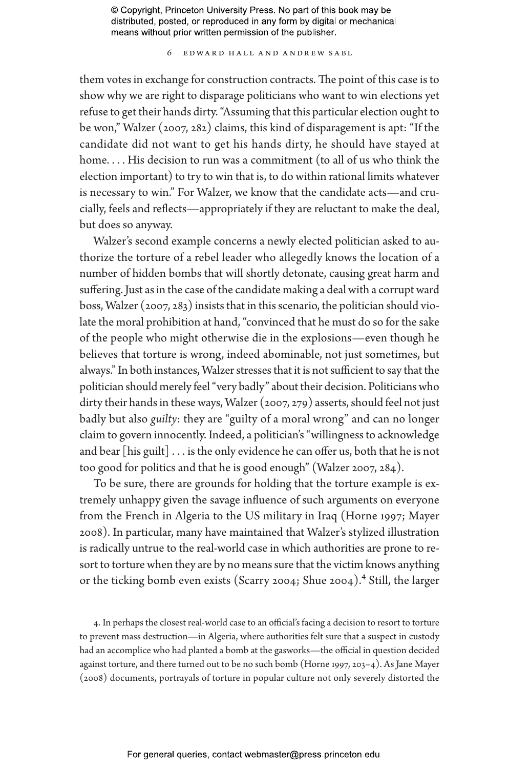them votes in exchange for construction contracts. The point of this case is to show why we are right to disparage politicians who want to win elections yet refuse to get their hands dirty. "Assuming that this particular election ought to be won," Walzer (2007, 282) claims, this kind of disparagement is apt: "If the candidate did not want to get his hands dirty, he should have stayed at home. . . . His decision to run was a commitment (to all of us who think the election important) to try to win that is, to do within rational limits whatever is necessary to win." For Walzer, we know that the candidate acts—and crucially, feels and reflects—appropriately if they are reluctant to make the deal, but does so anyway.

Walzer's second example concerns a newly elected politician asked to authorize the torture of a rebel leader who allegedly knows the location of a number of hidden bombs that will shortly detonate, causing great harm and suffering. Just as in the case of the candidate making a deal with a corrupt ward boss, Walzer (2007, 283) insists that in this scenario, the politician should violate the moral prohibition at hand, "convinced that he must do so for the sake of the people who might otherwise die in the explosions—even though he believes that torture is wrong, indeed abominable, not just sometimes, but always." In both instances, Walzer stresses that it is not sufficient to say that the politician should merely feel "very badly" about their decision. Politicians who dirty their hands in these ways, Walzer (2007, 279) asserts, should feel not just badly but also *guilty*: they are "guilty of a moral wrong" and can no longer claim to govern innocently. Indeed, a politician's "willingness to acknowledge and bear [his guilt] . . . is the only evidence he can offer us, both that he is not too good for politics and that he is good enough" (Walzer 2007, 284).

To be sure, there are grounds for holding that the torture example is extremely unhappy given the savage influence of such arguments on everyone from the French in Algeria to the US military in Iraq (Horne 1997; Mayer 2008). In particular, many have maintained that Walzer's stylized illustration is radically untrue to the real-world case in which authorities are prone to resort to torture when they are by no means sure that the victim knows anything or the ticking bomb even exists (Scarry 2004; Shue 2004).[4] Still, the larger

4. In perhaps the closest real-world case to an official's facing a decision to resort to torture to prevent mass destruction—in Algeria, where authorities felt sure that a suspect in custody had an accomplice who had planted a bomb at the gasworks—the official in question decided against torture, and there turned out to be no such bomb (Horne 1997, 203–4). As Jane Mayer (2008) documents, portrayals of torture in popular culture not only severely distorted the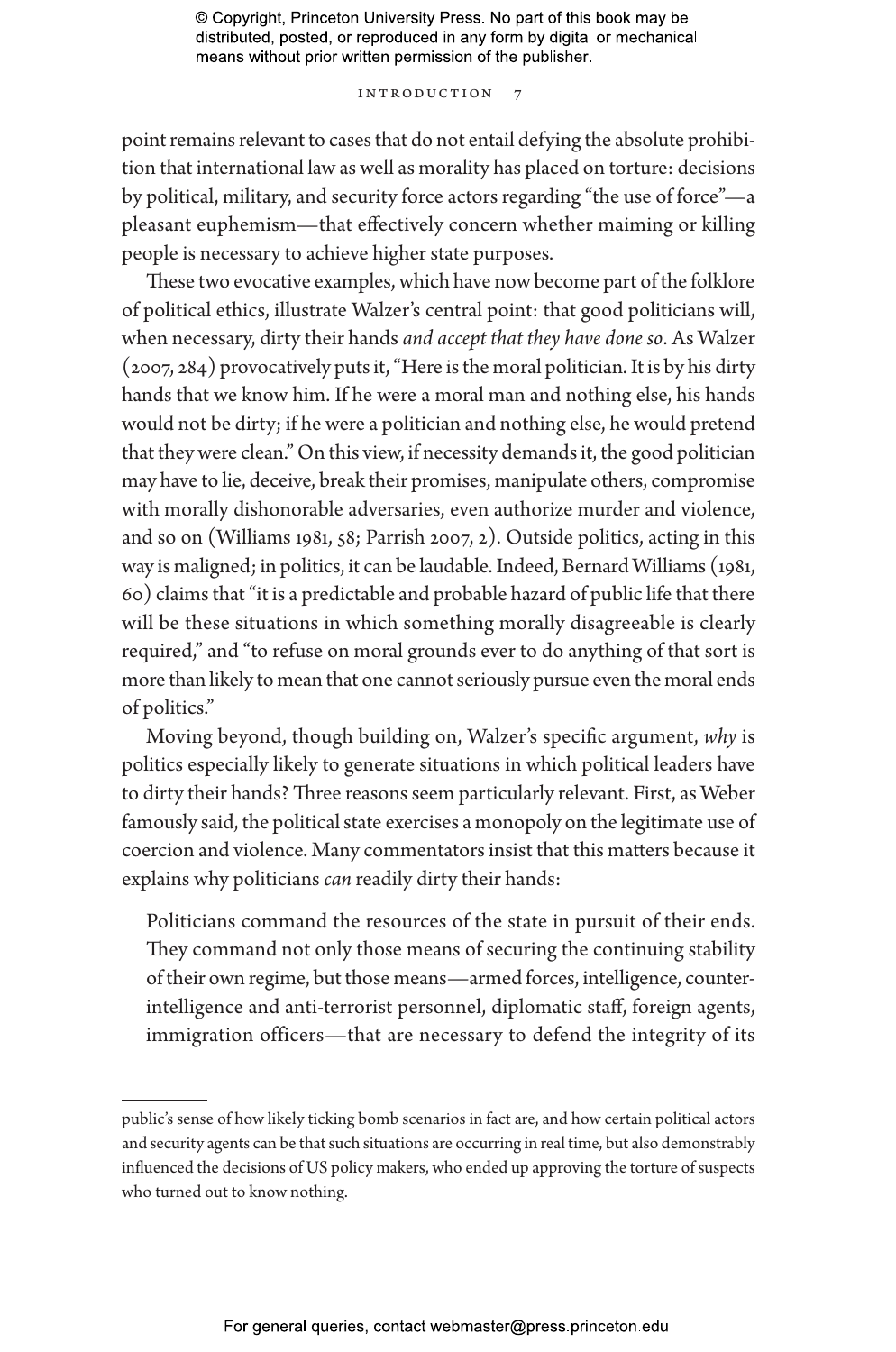point remains relevant to cases that do not entail defying the absolute prohibition that international law as well as morality has placed on torture: decisions by political, military, and security force actors regarding "the use of force"—a pleasant euphemism—that effectively concern whether maiming or killing people is necessary to achieve higher state purposes.

These two evocative examples, which have now become part of the folklore of political ethics, illustrate Walzer's central point: that good politicians will, when necessary, dirty their hands *and accept that they have done so*. As Walzer (2007, 284) provocatively puts it, "Here is the moral politician. It is by his dirty hands that we know him. If he were a moral man and nothing else, his hands would not be dirty; if he were a politician and nothing else, he would pretend that they were clean." On this view, if necessity demands it, the good politician may have to lie, deceive, break their promises, manipulate others, compromise with morally dishonorable adversaries, even authorize murder and violence, and so on (Williams 1981, 58; Parrish 2007, 2). Outside politics, acting in this way is maligned; in politics, it can be laudable. Indeed, Bernard Williams (1981, 60) claims that "it is a predictable and probable hazard of public life that there will be these situations in which something morally disagreeable is clearly required," and "to refuse on moral grounds ever to do anything of that sort is more than likely to mean that one cannot seriously pursue even the moral ends of politics."

Moving beyond, though building on, Walzer's specific argument, *why* is politics especially likely to generate situations in which political leaders have to dirty their hands? Three reasons seem particularly relevant. First, as Weber famously said, the political state exercises a monopoly on the legitimate use of coercion and violence. Many commentators insist that this matters because it explains why politicians *can* readily dirty their hands:

> Politicians command the resources of the state in pursuit of their ends. They command not only those means of securing the continuing stability of their own regime, but those means—armed forces, intelligence, counter-intelligence and anti-terrorist personnel, diplomatic staff, foreign agents, immigration officers—that are necessary to defend the integrity of its

---

public's sense of how likely ticking bomb scenarios in fact are, and how certain political actors and security agents can be that such situations are occurring in real time, but also demonstrably influenced the decisions of US policy makers, who ended up approving the torture of suspects who turned out to know nothing.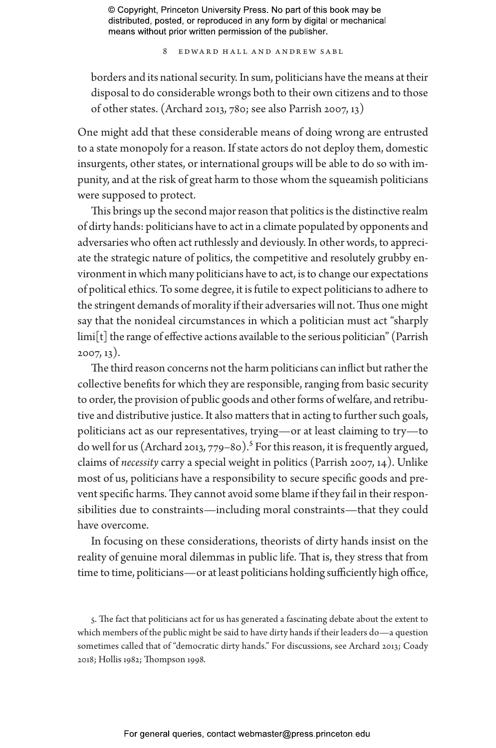borders and its national security. In sum, politicians have the means at their disposal to do considerable wrongs both to their own citizens and to those of other states. (Archard 2013, 780; see also Parrish 2007, 13)

One might add that these considerable means of doing wrong are entrusted to a state monopoly for a reason. If state actors do not deploy them, domestic insurgents, other states, or international groups will be able to do so with impunity, and at the risk of great harm to those whom the squeamish politicians were supposed to protect.

This brings up the second major reason that politics is the distinctive realm of dirty hands: politicians have to act in a climate populated by opponents and adversaries who often act ruthlessly and deviously. In other words, to appreciate the strategic nature of politics, the competitive and resolutely grubby environment in which many politicians have to act, is to change our expectations of political ethics. To some degree, it is futile to expect politicians to adhere to the stringent demands of morality if their adversaries will not. Thus one might say that the nonideal circumstances in which a politician must act "sharply limi[t] the range of effective actions available to the serious politician" (Parrish 2007, 13).

The third reason concerns not the harm politicians can inflict but rather the collective benefits for which they are responsible, ranging from basic security to order, the provision of public goods and other forms of welfare, and retributive and distributive justice. It also matters that in acting to further such goals, politicians act as our representatives, trying—or at least claiming to try—to do well for us (Archard 2013, 779–80).[5] For this reason, it is frequently argued, claims of *necessity* carry a special weight in politics (Parrish 2007, 14). Unlike most of us, politicians have a responsibility to secure specific goods and prevent specific harms. They cannot avoid some blame if they fail in their responsibilities due to constraints—including moral constraints—that they could have overcome.

In focusing on these considerations, theorists of dirty hands insist on the reality of genuine moral dilemmas in public life. That is, they stress that from time to time, politicians—or at least politicians holding sufficiently high office,

5. The fact that politicians act for us has generated a fascinating debate about the extent to which members of the public might be said to have dirty hands if their leaders do—a question sometimes called that of "democratic dirty hands." For discussions, see Archard 2013; Coady 2018; Hollis 1982; Thompson 1998.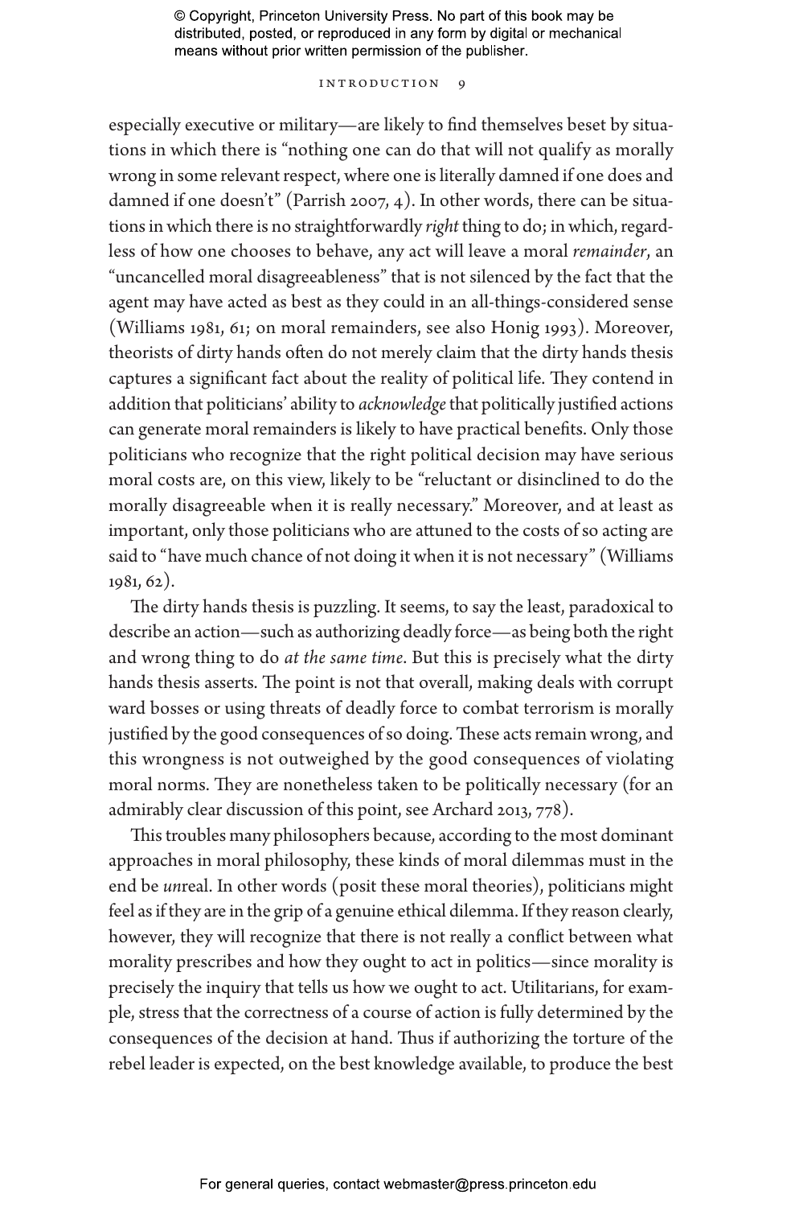especially executive or military—are likely to find themselves beset by situations in which there is "nothing one can do that will not qualify as morally wrong in some relevant respect, where one is literally damned if one does and damned if one doesn't" (Parrish 2007, 4). In other words, there can be situations in which there is no straightforwardly *right* thing to do; in which, regardless of how one chooses to behave, any act will leave a moral *remainder*, an "uncancelled moral disagreeableness" that is not silenced by the fact that the agent may have acted as best as they could in an all-things-considered sense (Williams 1981, 61; on moral remainders, see also Honig 1993). Moreover, theorists of dirty hands often do not merely claim that the dirty hands thesis captures a significant fact about the reality of political life. They contend in addition that politicians' ability to *acknowledge* that politically justified actions can generate moral remainders is likely to have practical benefits. Only those politicians who recognize that the right political decision may have serious moral costs are, on this view, likely to be "reluctant or disinclined to do the morally disagreeable when it is really necessary." Moreover, and at least as important, only those politicians who are attuned to the costs of so acting are said to "have much chance of not doing it when it is not necessary" (Williams 1981, 62).

The dirty hands thesis is puzzling. It seems, to say the least, paradoxical to describe an action—such as authorizing deadly force—as being both the right and wrong thing to do *at the same time*. But this is precisely what the dirty hands thesis asserts. The point is not that overall, making deals with corrupt ward bosses or using threats of deadly force to combat terrorism is morally justified by the good consequences of so doing. These acts remain wrong, and this wrongness is not outweighed by the good consequences of violating moral norms. They are nonetheless taken to be politically necessary (for an admirably clear discussion of this point, see Archard 2013, 778).

This troubles many philosophers because, according to the most dominant approaches in moral philosophy, these kinds of moral dilemmas must in the end be *un*real. In other words (posit these moral theories), politicians might feel as if they are in the grip of a genuine ethical dilemma. If they reason clearly, however, they will recognize that there is not really a conflict between what morality prescribes and how they ought to act in politics—since morality is precisely the inquiry that tells us how we ought to act. Utilitarians, for example, stress that the correctness of a course of action is fully determined by the consequences of the decision at hand. Thus if authorizing the torture of the rebel leader is expected, on the best knowledge available, to produce the best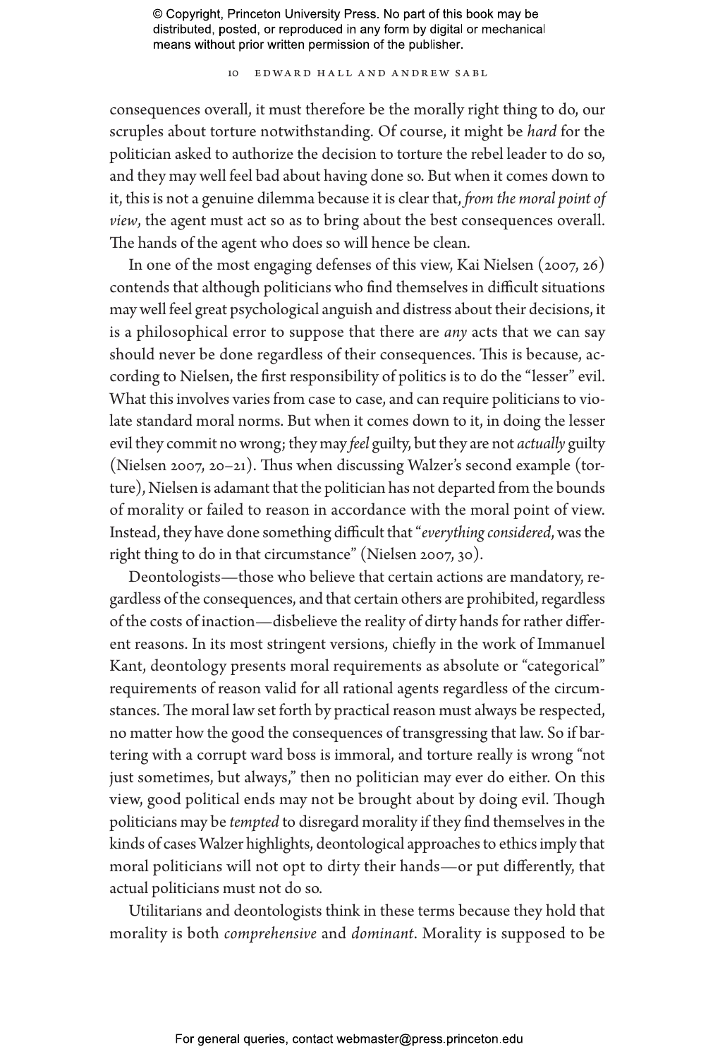consequences overall, it must therefore be the morally right thing to do, our scruples about torture notwithstanding. Of course, it might be *hard* for the politician asked to authorize the decision to torture the rebel leader to do so, and they may well feel bad about having done so. But when it comes down to it, this is not a genuine dilemma because it is clear that, *from the moral point of view*, the agent must act so as to bring about the best consequences overall. The hands of the agent who does so will hence be clean.

In one of the most engaging defenses of this view, Kai Nielsen (2007, 26) contends that although politicians who find themselves in difficult situations may well feel great psychological anguish and distress about their decisions, it is a philosophical error to suppose that there are *any* acts that we can say should never be done regardless of their consequences. This is because, according to Nielsen, the first responsibility of politics is to do the "lesser" evil. What this involves varies from case to case, and can require politicians to violate standard moral norms. But when it comes down to it, in doing the lesser evil they commit no wrong; they may *feel* guilty, but they are not *actually* guilty (Nielsen 2007, 20–21). Thus when discussing Walzer's second example (torture), Nielsen is adamant that the politician has not departed from the bounds of morality or failed to reason in accordance with the moral point of view. Instead, they have done something difficult that "*everything considered*, was the right thing to do in that circumstance" (Nielsen 2007, 30).

Deontologists—those who believe that certain actions are mandatory, regardless of the consequences, and that certain others are prohibited, regardless of the costs of inaction—disbelieve the reality of dirty hands for rather different reasons. In its most stringent versions, chiefly in the work of Immanuel Kant, deontology presents moral requirements as absolute or "categorical" requirements of reason valid for all rational agents regardless of the circumstances. The moral law set forth by practical reason must always be respected, no matter how the good the consequences of transgressing that law. So if bartering with a corrupt ward boss is immoral, and torture really is wrong "not just sometimes, but always," then no politician may ever do either. On this view, good political ends may not be brought about by doing evil. Though politicians may be *tempted* to disregard morality if they find themselves in the kinds of cases Walzer highlights, deontological approaches to ethics imply that moral politicians will not opt to dirty their hands—or put differently, that actual politicians must not do so.

Utilitarians and deontologists think in these terms because they hold that morality is both *comprehensive* and *dominant*. Morality is supposed to be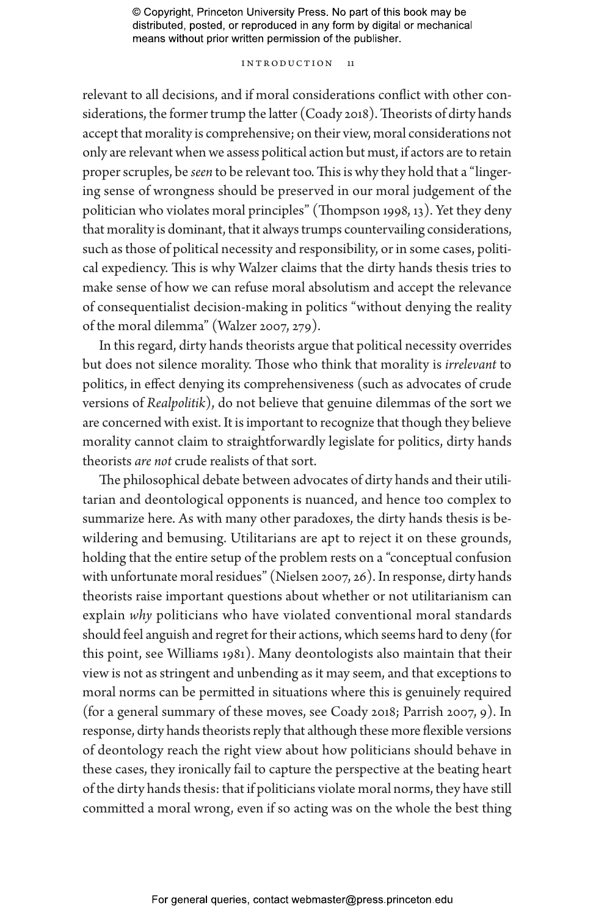relevant to all decisions, and if moral considerations conflict with other considerations, the former trump the latter (Coady 2018). Theorists of dirty hands accept that morality is comprehensive; on their view, moral considerations not only are relevant when we assess political action but must, if actors are to retain proper scruples, be *seen* to be relevant too. This is why they hold that a "lingering sense of wrongness should be preserved in our moral judgement of the politician who violates moral principles" (Thompson 1998, 13). Yet they deny that morality is dominant, that it always trumps countervailing considerations, such as those of political necessity and responsibility, or in some cases, political expediency. This is why Walzer claims that the dirty hands thesis tries to make sense of how we can refuse moral absolutism and accept the relevance of consequentialist decision-making in politics "without denying the reality of the moral dilemma" (Walzer 2007, 279).

In this regard, dirty hands theorists argue that political necessity overrides but does not silence morality. Those who think that morality is *irrelevant* to politics, in effect denying its comprehensiveness (such as advocates of crude versions of *Realpolitik*), do not believe that genuine dilemmas of the sort we are concerned with exist. It is important to recognize that though they believe morality cannot claim to straightforwardly legislate for politics, dirty hands theorists *are not* crude realists of that sort.

The philosophical debate between advocates of dirty hands and their utilitarian and deontological opponents is nuanced, and hence too complex to summarize here. As with many other paradoxes, the dirty hands thesis is bewildering and bemusing. Utilitarians are apt to reject it on these grounds, holding that the entire setup of the problem rests on a "conceptual confusion with unfortunate moral residues" (Nielsen 2007, 26). In response, dirty hands theorists raise important questions about whether or not utilitarianism can explain *why* politicians who have violated conventional moral standards should feel anguish and regret for their actions, which seems hard to deny (for this point, see Williams 1981). Many deontologists also maintain that their view is not as stringent and unbending as it may seem, and that exceptions to moral norms can be permitted in situations where this is genuinely required (for a general summary of these moves, see Coady 2018; Parrish 2007, 9). In response, dirty hands theorists reply that although these more flexible versions of deontology reach the right view about how politicians should behave in these cases, they ironically fail to capture the perspective at the beating heart of the dirty hands thesis: that if politicians violate moral norms, they have still committed a moral wrong, even if so acting was on the whole the best thing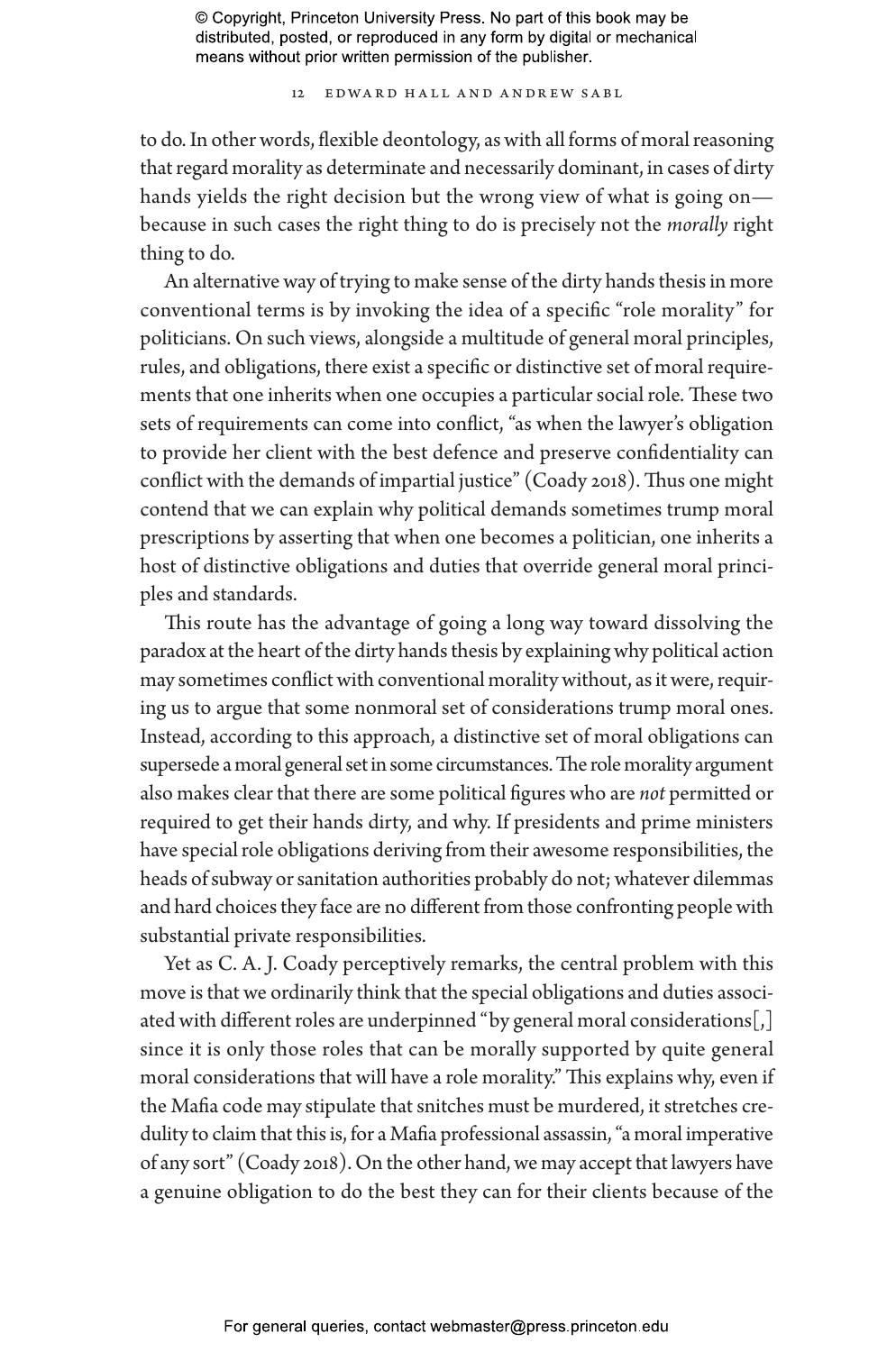to do. In other words, flexible deontology, as with all forms of moral reasoning that regard morality as determinate and necessarily dominant, in cases of dirty hands yields the right decision but the wrong view of what is going on—because in such cases the right thing to do is precisely not the *morally* right thing to do.

An alternative way of trying to make sense of the dirty hands thesis in more conventional terms is by invoking the idea of a specific "role morality" for politicians. On such views, alongside a multitude of general moral principles, rules, and obligations, there exist a specific or distinctive set of moral requirements that one inherits when one occupies a particular social role. These two sets of requirements can come into conflict, "as when the lawyer's obligation to provide her client with the best defence and preserve confidentiality can conflict with the demands of impartial justice" (Coady 2018). Thus one might contend that we can explain why political demands sometimes trump moral prescriptions by asserting that when one becomes a politician, one inherits a host of distinctive obligations and duties that override general moral principles and standards.

This route has the advantage of going a long way toward dissolving the paradox at the heart of the dirty hands thesis by explaining why political action may sometimes conflict with conventional morality without, as it were, requiring us to argue that some nonmoral set of considerations trump moral ones. Instead, according to this approach, a distinctive set of moral obligations can supersede a moral general set in some circumstances. The role morality argument also makes clear that there are some political figures who are *not* permitted or required to get their hands dirty, and why. If presidents and prime ministers have special role obligations deriving from their awesome responsibilities, the heads of subway or sanitation authorities probably do not; whatever dilemmas and hard choices they face are no different from those confronting people with substantial private responsibilities.

Yet as C. A. J. Coady perceptively remarks, the central problem with this move is that we ordinarily think that the special obligations and duties associated with different roles are underpinned "by general moral considerations[,] since it is only those roles that can be morally supported by quite general moral considerations that will have a role morality." This explains why, even if the Mafia code may stipulate that snitches must be murdered, it stretches credulity to claim that this is, for a Mafia professional assassin, "a moral imperative of any sort" (Coady 2018). On the other hand, we may accept that lawyers have a genuine obligation to do the best they can for their clients because of the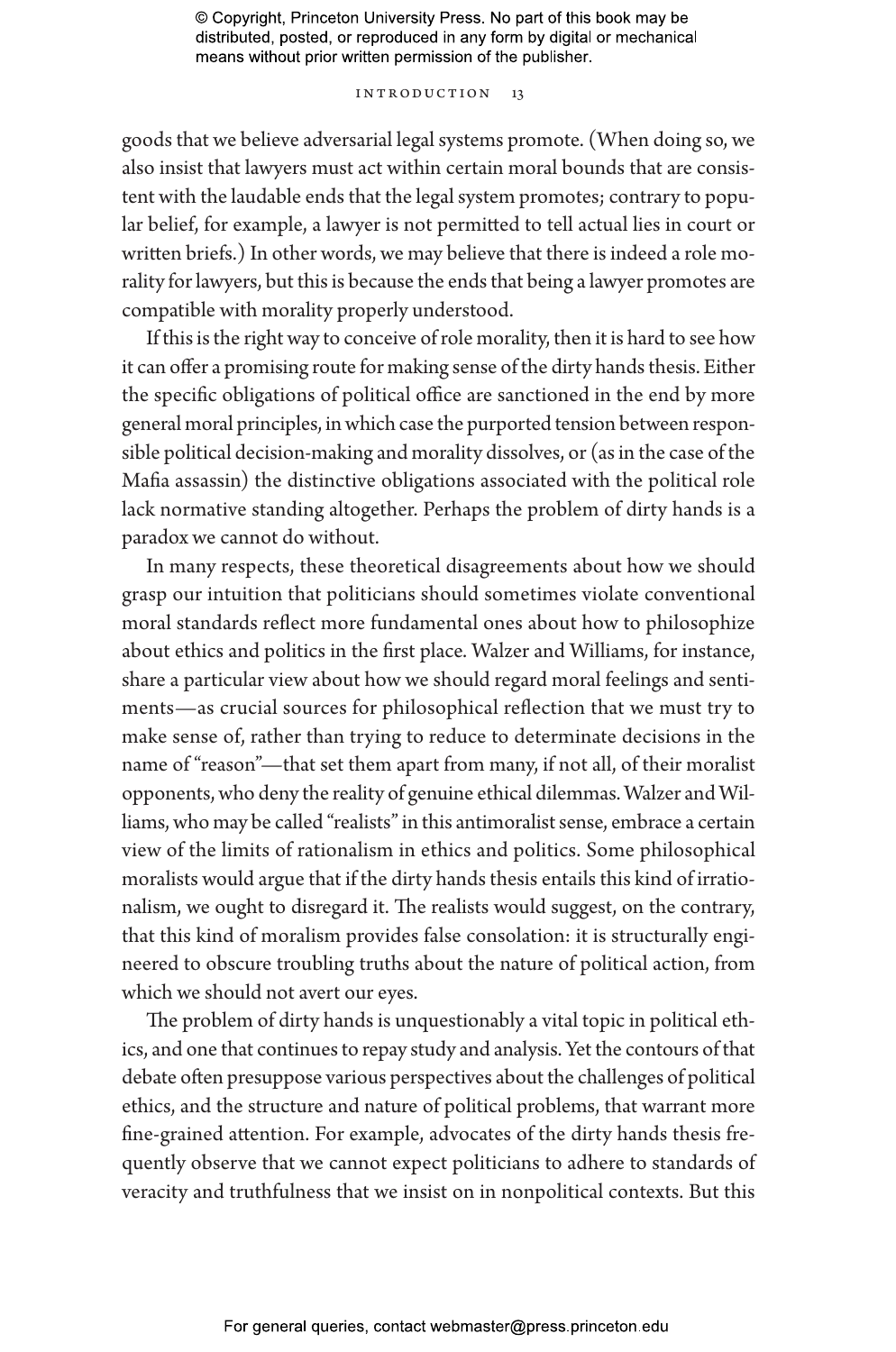goods that we believe adversarial legal systems promote. (When doing so, we also insist that lawyers must act within certain moral bounds that are consistent with the laudable ends that the legal system promotes; contrary to popular belief, for example, a lawyer is not permitted to tell actual lies in court or written briefs.) In other words, we may believe that there is indeed a role morality for lawyers, but this is because the ends that being a lawyer promotes are compatible with morality properly understood.

If this is the right way to conceive of role morality, then it is hard to see how it can offer a promising route for making sense of the dirty hands thesis. Either the specific obligations of political office are sanctioned in the end by more general moral principles, in which case the purported tension between responsible political decision-making and morality dissolves, or (as in the case of the Mafia assassin) the distinctive obligations associated with the political role lack normative standing altogether. Perhaps the problem of dirty hands is a paradox we cannot do without.

In many respects, these theoretical disagreements about how we should grasp our intuition that politicians should sometimes violate conventional moral standards reflect more fundamental ones about how to philosophize about ethics and politics in the first place. Walzer and Williams, for instance, share a particular view about how we should regard moral feelings and sentiments—as crucial sources for philosophical reflection that we must try to make sense of, rather than trying to reduce to determinate decisions in the name of "reason"—that set them apart from many, if not all, of their moralist opponents, who deny the reality of genuine ethical dilemmas. Walzer and Williams, who may be called "realists" in this antimoralist sense, embrace a certain view of the limits of rationalism in ethics and politics. Some philosophical moralists would argue that if the dirty hands thesis entails this kind of irrationalism, we ought to disregard it. The realists would suggest, on the contrary, that this kind of moralism provides false consolation: it is structurally engineered to obscure troubling truths about the nature of political action, from which we should not avert our eyes.

The problem of dirty hands is unquestionably a vital topic in political ethics, and one that continues to repay study and analysis. Yet the contours of that debate often presuppose various perspectives about the challenges of political ethics, and the structure and nature of political problems, that warrant more fine-grained attention. For example, advocates of the dirty hands thesis frequently observe that we cannot expect politicians to adhere to standards of veracity and truthfulness that we insist on in nonpolitical contexts. But this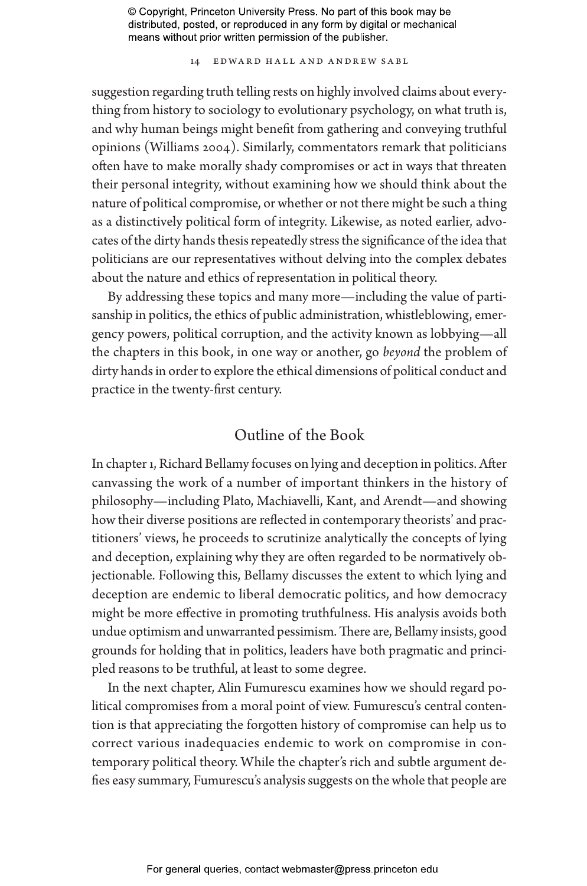suggestion regarding truth telling rests on highly involved claims about everything from history to sociology to evolutionary psychology, on what truth is, and why human beings might benefit from gathering and conveying truthful opinions (Williams 2004). Similarly, commentators remark that politicians often have to make morally shady compromises or act in ways that threaten their personal integrity, without examining how we should think about the nature of political compromise, or whether or not there might be such a thing as a distinctively political form of integrity. Likewise, as noted earlier, advocates of the dirty hands thesis repeatedly stress the significance of the idea that politicians are our representatives without delving into the complex debates about the nature and ethics of representation in political theory.

By addressing these topics and many more—including the value of partisanship in politics, the ethics of public administration, whistleblowing, emergency powers, political corruption, and the activity known as lobbying—all the chapters in this book, in one way or another, go *beyond* the problem of dirty hands in order to explore the ethical dimensions of political conduct and practice in the twenty-first century.

## Outline of the Book

In chapter 1, Richard Bellamy focuses on lying and deception in politics. After canvassing the work of a number of important thinkers in the history of philosophy—including Plato, Machiavelli, Kant, and Arendt—and showing how their diverse positions are reflected in contemporary theorists' and practitioners' views, he proceeds to scrutinize analytically the concepts of lying and deception, explaining why they are often regarded to be normatively objectionable. Following this, Bellamy discusses the extent to which lying and deception are endemic to liberal democratic politics, and how democracy might be more effective in promoting truthfulness. His analysis avoids both undue optimism and unwarranted pessimism. There are, Bellamy insists, good grounds for holding that in politics, leaders have both pragmatic and principled reasons to be truthful, at least to some degree.

In the next chapter, Alin Fumurescu examines how we should regard political compromises from a moral point of view. Fumurescu's central contention is that appreciating the forgotten history of compromise can help us to correct various inadequacies endemic to work on compromise in contemporary political theory. While the chapter's rich and subtle argument defies easy summary, Fumurescu's analysis suggests on the whole that people are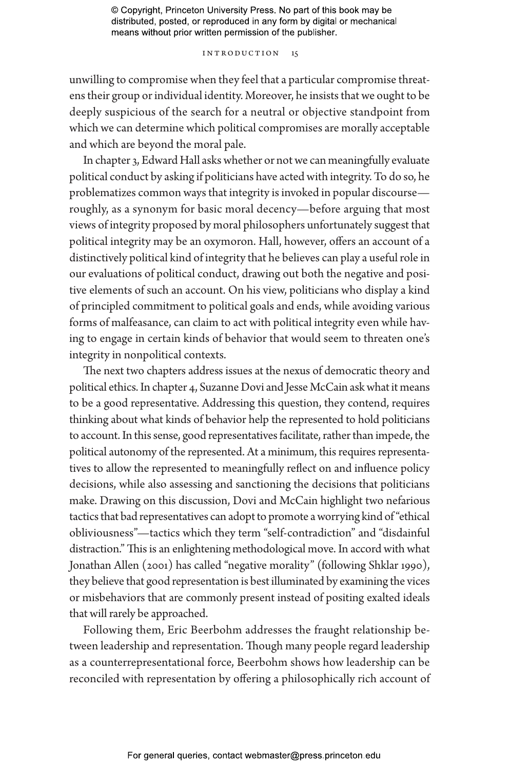unwilling to compromise when they feel that a particular compromise threatens their group or individual identity. Moreover, he insists that we ought to be deeply suspicious of the search for a neutral or objective standpoint from which we can determine which political compromises are morally acceptable and which are beyond the moral pale.

In chapter 3, Edward Hall asks whether or not we can meaningfully evaluate political conduct by asking if politicians have acted with integrity. To do so, he problematizes common ways that integrity is invoked in popular discourse—roughly, as a synonym for basic moral decency—before arguing that most views of integrity proposed by moral philosophers unfortunately suggest that political integrity may be an oxymoron. Hall, however, offers an account of a distinctively political kind of integrity that he believes can play a useful role in our evaluations of political conduct, drawing out both the negative and positive elements of such an account. On his view, politicians who display a kind of principled commitment to political goals and ends, while avoiding various forms of malfeasance, can claim to act with political integrity even while having to engage in certain kinds of behavior that would seem to threaten one's integrity in nonpolitical contexts.

The next two chapters address issues at the nexus of democratic theory and political ethics. In chapter 4, Suzanne Dovi and Jesse McCain ask what it means to be a good representative. Addressing this question, they contend, requires thinking about what kinds of behavior help the represented to hold politicians to account. In this sense, good representatives facilitate, rather than impede, the political autonomy of the represented. At a minimum, this requires representatives to allow the represented to meaningfully reflect on and influence policy decisions, while also assessing and sanctioning the decisions that politicians make. Drawing on this discussion, Dovi and McCain highlight two nefarious tactics that bad representatives can adopt to promote a worrying kind of "ethical obliviousness"—tactics which they term "self-contradiction" and "disdainful distraction." This is an enlightening methodological move. In accord with what Jonathan Allen (2001) has called "negative morality" (following Shklar 1990), they believe that good representation is best illuminated by examining the vices or misbehaviors that are commonly present instead of positing exalted ideals that will rarely be approached.

Following them, Eric Beerbohm addresses the fraught relationship between leadership and representation. Though many people regard leadership as a counterrepresentational force, Beerbohm shows how leadership can be reconciled with representation by offering a philosophically rich account of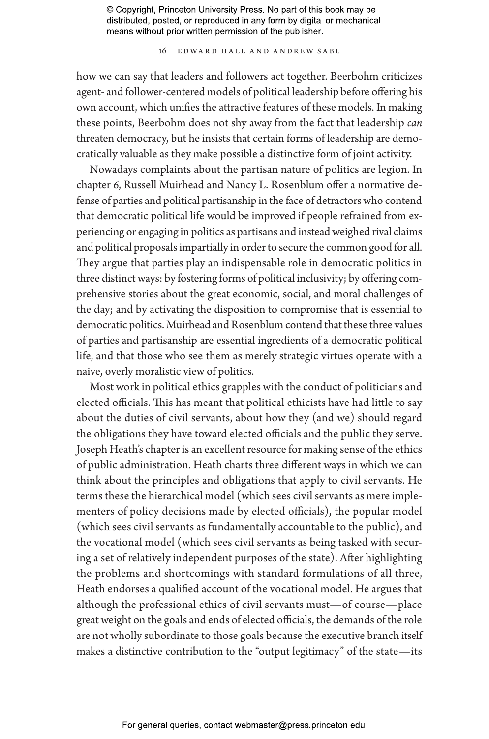how we can say that leaders and followers act together. Beerbohm criticizes agent- and follower-centered models of political leadership before offering his own account, which unifies the attractive features of these models. In making these points, Beerbohm does not shy away from the fact that leadership *can* threaten democracy, but he insists that certain forms of leadership are democratically valuable as they make possible a distinctive form of joint activity.

Nowadays complaints about the partisan nature of politics are legion. In chapter 6, Russell Muirhead and Nancy L. Rosenblum offer a normative defense of parties and political partisanship in the face of detractors who contend that democratic political life would be improved if people refrained from experiencing or engaging in politics as partisans and instead weighed rival claims and political proposals impartially in order to secure the common good for all. They argue that parties play an indispensable role in democratic politics in three distinct ways: by fostering forms of political inclusivity; by offering comprehensive stories about the great economic, social, and moral challenges of the day; and by activating the disposition to compromise that is essential to democratic politics. Muirhead and Rosenblum contend that these three values of parties and partisanship are essential ingredients of a democratic political life, and that those who see them as merely strategic virtues operate with a naive, overly moralistic view of politics.

Most work in political ethics grapples with the conduct of politicians and elected officials. This has meant that political ethicists have had little to say about the duties of civil servants, about how they (and we) should regard the obligations they have toward elected officials and the public they serve. Joseph Heath's chapter is an excellent resource for making sense of the ethics of public administration. Heath charts three different ways in which we can think about the principles and obligations that apply to civil servants. He terms these the hierarchical model (which sees civil servants as mere implementers of policy decisions made by elected officials), the popular model (which sees civil servants as fundamentally accountable to the public), and the vocational model (which sees civil servants as being tasked with securing a set of relatively independent purposes of the state). After highlighting the problems and shortcomings with standard formulations of all three, Heath endorses a qualified account of the vocational model. He argues that although the professional ethics of civil servants must—of course—place great weight on the goals and ends of elected officials, the demands of the role are not wholly subordinate to those goals because the executive branch itself makes a distinctive contribution to the "output legitimacy" of the state—its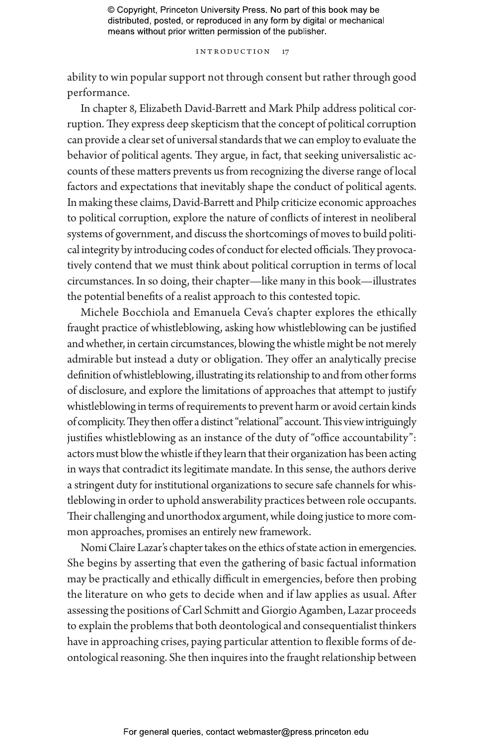ability to win popular support not through consent but rather through good performance.

In chapter 8, Elizabeth David-Barrett and Mark Philp address political corruption. They express deep skepticism that the concept of political corruption can provide a clear set of universal standards that we can employ to evaluate the behavior of political agents. They argue, in fact, that seeking universalistic accounts of these matters prevents us from recognizing the diverse range of local factors and expectations that inevitably shape the conduct of political agents. In making these claims, David-Barrett and Philp criticize economic approaches to political corruption, explore the nature of conflicts of interest in neoliberal systems of government, and discuss the shortcomings of moves to build political integrity by introducing codes of conduct for elected officials. They provocatively contend that we must think about political corruption in terms of local circumstances. In so doing, their chapter—like many in this book—illustrates the potential benefits of a realist approach to this contested topic.

Michele Bocchiola and Emanuela Ceva's chapter explores the ethically fraught practice of whistleblowing, asking how whistleblowing can be justified and whether, in certain circumstances, blowing the whistle might be not merely admirable but instead a duty or obligation. They offer an analytically precise definition of whistleblowing, illustrating its relationship to and from other forms of disclosure, and explore the limitations of approaches that attempt to justify whistleblowing in terms of requirements to prevent harm or avoid certain kinds of complicity. They then offer a distinct "relational" account. This view intriguingly justifies whistleblowing as an instance of the duty of "office accountability": actors must blow the whistle if they learn that their organization has been acting in ways that contradict its legitimate mandate. In this sense, the authors derive a stringent duty for institutional organizations to secure safe channels for whistleblowing in order to uphold answerability practices between role occupants. Their challenging and unorthodox argument, while doing justice to more common approaches, promises an entirely new framework.

Nomi Claire Lazar's chapter takes on the ethics of state action in emergencies. She begins by asserting that even the gathering of basic factual information may be practically and ethically difficult in emergencies, before then probing the literature on who gets to decide when and if law applies as usual. After assessing the positions of Carl Schmitt and Giorgio Agamben, Lazar proceeds to explain the problems that both deontological and consequentialist thinkers have in approaching crises, paying particular attention to flexible forms of deontological reasoning. She then inquires into the fraught relationship between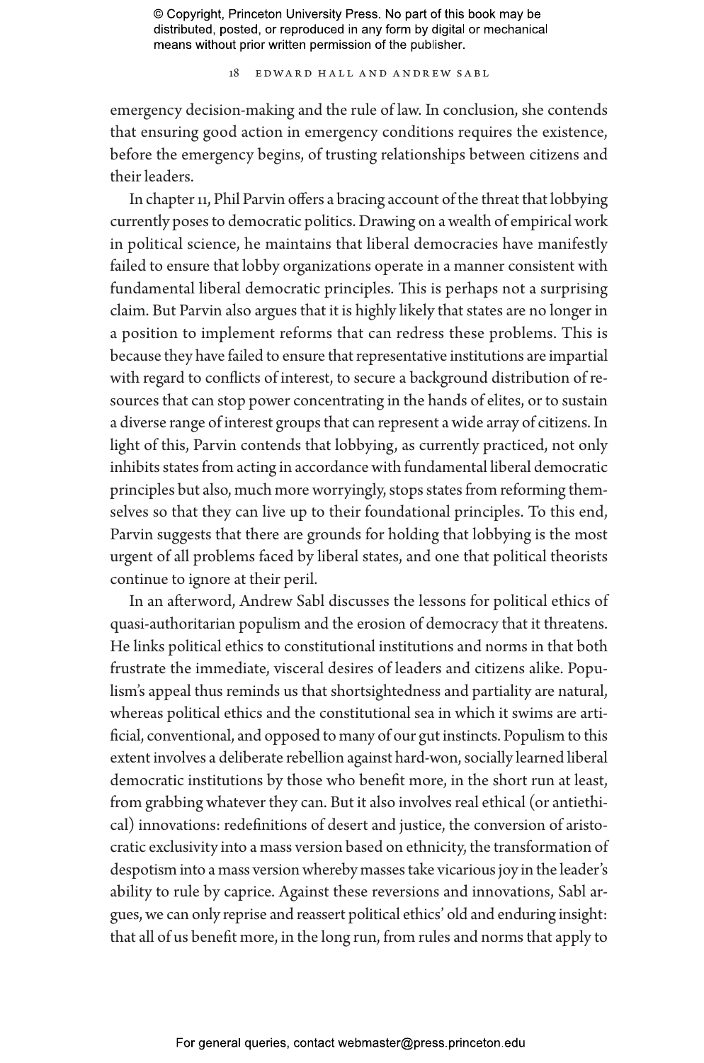emergency decision-making and the rule of law. In conclusion, she contends that ensuring good action in emergency conditions requires the existence, before the emergency begins, of trusting relationships between citizens and their leaders.

In chapter 11, Phil Parvin offers a bracing account of the threat that lobbying currently poses to democratic politics. Drawing on a wealth of empirical work in political science, he maintains that liberal democracies have manifestly failed to ensure that lobby organizations operate in a manner consistent with fundamental liberal democratic principles. This is perhaps not a surprising claim. But Parvin also argues that it is highly likely that states are no longer in a position to implement reforms that can redress these problems. This is because they have failed to ensure that representative institutions are impartial with regard to conflicts of interest, to secure a background distribution of resources that can stop power concentrating in the hands of elites, or to sustain a diverse range of interest groups that can represent a wide array of citizens. In light of this, Parvin contends that lobbying, as currently practiced, not only inhibits states from acting in accordance with fundamental liberal democratic principles but also, much more worryingly, stops states from reforming themselves so that they can live up to their foundational principles. To this end, Parvin suggests that there are grounds for holding that lobbying is the most urgent of all problems faced by liberal states, and one that political theorists continue to ignore at their peril.

In an afterword, Andrew Sabl discusses the lessons for political ethics of quasi-authoritarian populism and the erosion of democracy that it threatens. He links political ethics to constitutional institutions and norms in that both frustrate the immediate, visceral desires of leaders and citizens alike. Populism's appeal thus reminds us that shortsightedness and partiality are natural, whereas political ethics and the constitutional sea in which it swims are artificial, conventional, and opposed to many of our gut instincts. Populism to this extent involves a deliberate rebellion against hard-won, socially learned liberal democratic institutions by those who benefit more, in the short run at least, from grabbing whatever they can. But it also involves real ethical (or antiethical) innovations: redefinitions of desert and justice, the conversion of aristocratic exclusivity into a mass version based on ethnicity, the transformation of despotism into a mass version whereby masses take vicarious joy in the leader's ability to rule by caprice. Against these reversions and innovations, Sabl argues, we can only reprise and reassert political ethics' old and enduring insight: that all of us benefit more, in the long run, from rules and norms that apply to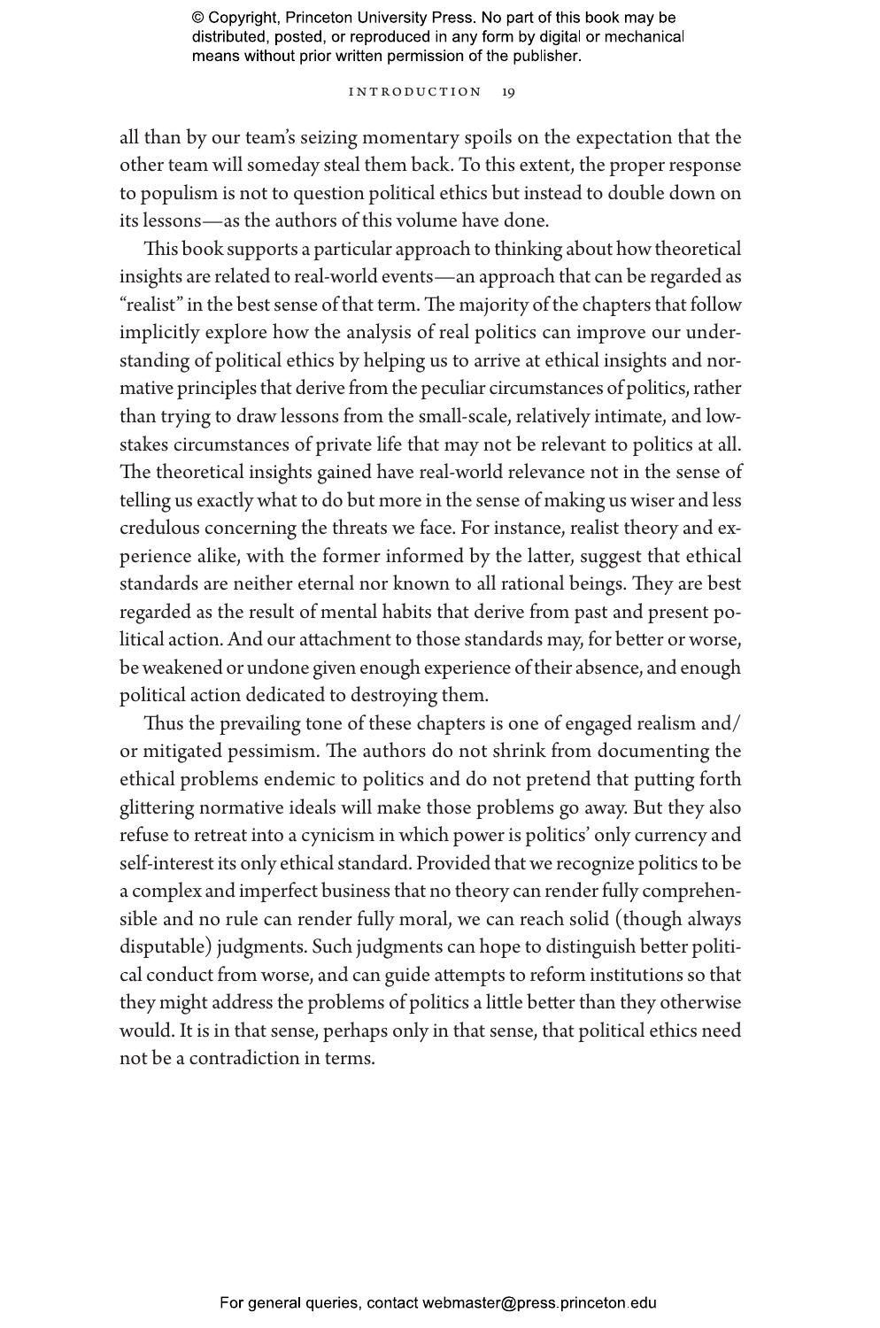all than by our team's seizing momentary spoils on the expectation that the other team will someday steal them back. To this extent, the proper response to populism is not to question political ethics but instead to double down on its lessons—as the authors of this volume have done.

This book supports a particular approach to thinking about how theoretical insights are related to real-world events—an approach that can be regarded as "realist" in the best sense of that term. The majority of the chapters that follow implicitly explore how the analysis of real politics can improve our understanding of political ethics by helping us to arrive at ethical insights and normative principles that derive from the peculiar circumstances of politics, rather than trying to draw lessons from the small-scale, relatively intimate, and low-stakes circumstances of private life that may not be relevant to politics at all. The theoretical insights gained have real-world relevance not in the sense of telling us exactly what to do but more in the sense of making us wiser and less credulous concerning the threats we face. For instance, realist theory and experience alike, with the former informed by the latter, suggest that ethical standards are neither eternal nor known to all rational beings. They are best regarded as the result of mental habits that derive from past and present political action. And our attachment to those standards may, for better or worse, be weakened or undone given enough experience of their absence, and enough political action dedicated to destroying them.

Thus the prevailing tone of these chapters is one of engaged realism and/or mitigated pessimism. The authors do not shrink from documenting the ethical problems endemic to politics and do not pretend that putting forth glittering normative ideals will make those problems go away. But they also refuse to retreat into a cynicism in which power is politics' only currency and self-interest its only ethical standard. Provided that we recognize politics to be a complex and imperfect business that no theory can render fully comprehensible and no rule can render fully moral, we can reach solid (though always disputable) judgments. Such judgments can hope to distinguish better political conduct from worse, and can guide attempts to reform institutions so that they might address the problems of politics a little better than they otherwise would. It is in that sense, perhaps only in that sense, that political ethics need not be a contradiction in terms.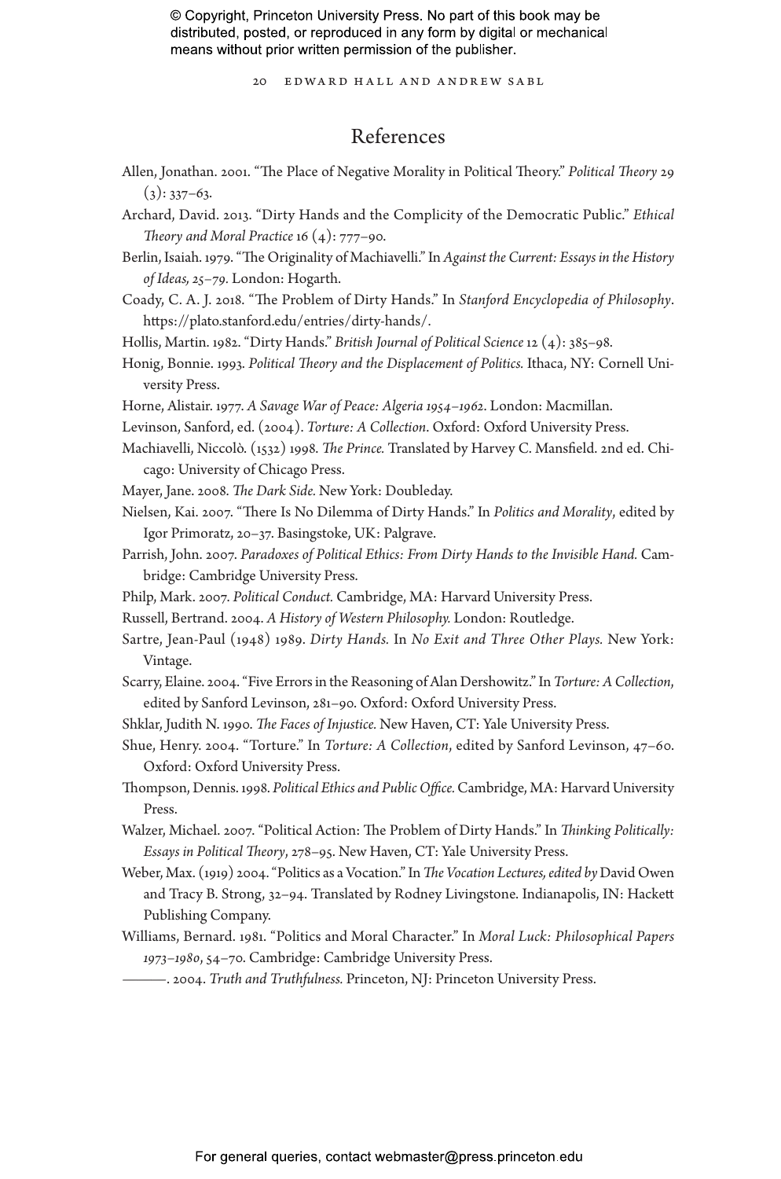# References

Allen, Jonathan. 2001. "The Place of Negative Morality in Political Theory." *Political Theory* 29 (3): 337–63.

Archard, David. 2013. "Dirty Hands and the Complicity of the Democratic Public." *Ethical Theory and Moral Practice* 16 (4): 777–90.

Berlin, Isaiah. 1979. "The Originality of Machiavelli." In *Against the Current: Essays in the History of Ideas,* 25–79. London: Hogarth.

Coady, C. A. J. 2018. "The Problem of Dirty Hands." In *Stanford Encyclopedia of Philosophy*. https://plato.stanford.edu/entries/dirty-hands/.

Hollis, Martin. 1982. "Dirty Hands." *British Journal of Political Science* 12 (4): 385–98.

Honig, Bonnie. 1993. *Political Theory and the Displacement of Politics.* Ithaca, NY: Cornell University Press.

Horne, Alistair. 1977. *A Savage War of Peace: Algeria 1954–1962*. London: Macmillan.

Levinson, Sanford, ed. (2004). *Torture: A Collection*. Oxford: Oxford University Press.

Machiavelli, Niccolò. (1532) 1998. *The Prince.* Translated by Harvey C. Mansfield. 2nd ed. Chicago: University of Chicago Press.

Mayer, Jane. 2008. *The Dark Side.* New York: Doubleday.

Nielsen, Kai. 2007. "There Is No Dilemma of Dirty Hands." In *Politics and Morality*, edited by Igor Primoratz, 20–37. Basingstoke, UK: Palgrave.

Parrish, John. 2007. *Paradoxes of Political Ethics: From Dirty Hands to the Invisible Hand.* Cambridge: Cambridge University Press.

Philp, Mark. 2007. *Political Conduct.* Cambridge, MA: Harvard University Press.

Russell, Bertrand. 2004. *A History of Western Philosophy.* London: Routledge.

Sartre, Jean-Paul (1948) 1989. *Dirty Hands.* In *No Exit and Three Other Plays.* New York: Vintage.

Scarry, Elaine. 2004. "Five Errors in the Reasoning of Alan Dershowitz." In *Torture: A Collection*, edited by Sanford Levinson, 281–90. Oxford: Oxford University Press.

Shklar, Judith N. 1990. *The Faces of Injustice.* New Haven, CT: Yale University Press.

Shue, Henry. 2004. "Torture." In *Torture: A Collection*, edited by Sanford Levinson, 47–60. Oxford: Oxford University Press.

Thompson, Dennis. 1998. *Political Ethics and Public Office.* Cambridge, MA: Harvard University Press.

Walzer, Michael. 2007. "Political Action: The Problem of Dirty Hands." In *Thinking Politically: Essays in Political Theory*, 278–95. New Haven, CT: Yale University Press.

Weber, Max. (1919) 2004. "Politics as a Vocation." In *The Vocation Lectures, edited by* David Owen and Tracy B. Strong, 32–94. Translated by Rodney Livingstone. Indianapolis, IN: Hackett Publishing Company.

Williams, Bernard. 1981. "Politics and Moral Character." In *Moral Luck: Philosophical Papers 1973–1980*, 54–70. Cambridge: Cambridge University Press.

———. 2004. *Truth and Truthfulness.* Princeton, NJ: Princeton University Press.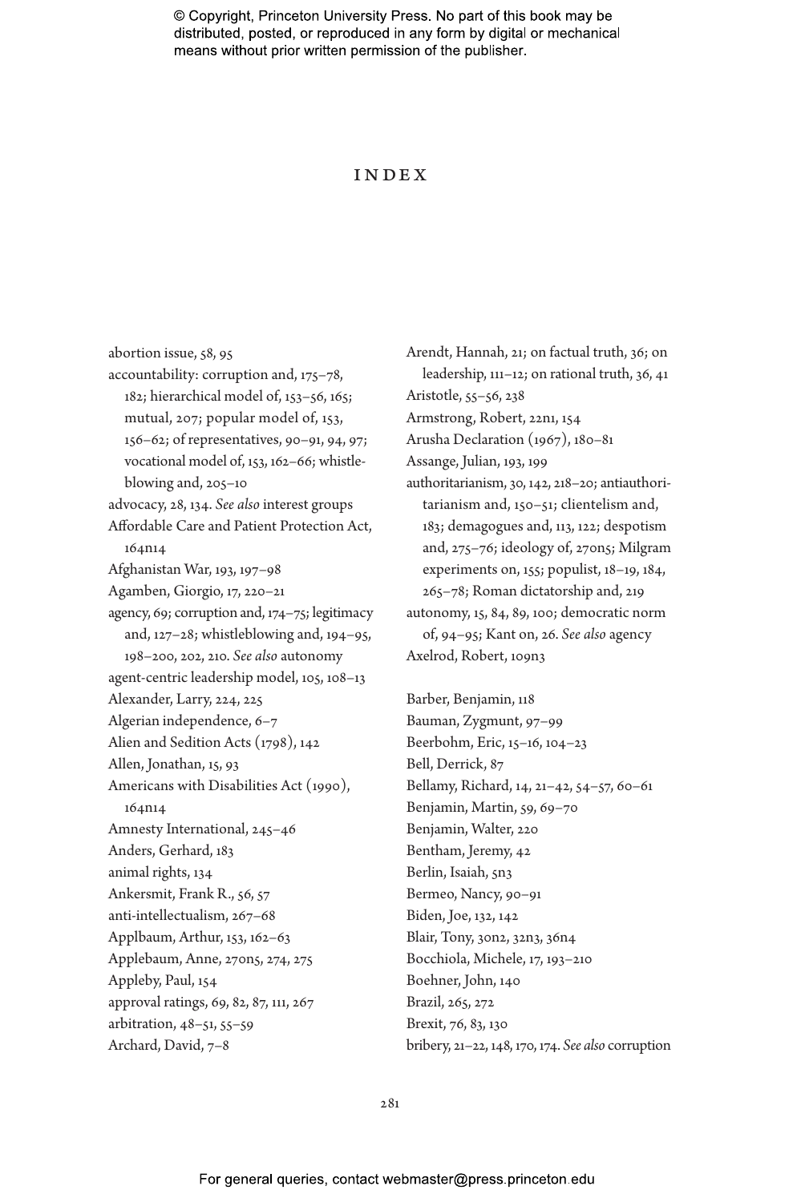# INDEX

abortion issue, 58, 95

accountability: corruption and, 175–78, 182; hierarchical model of, 153–56, 165; mutual, 207; popular model of, 153, 156–62; of representatives, 90–91, 94, 97; vocational model of, 153, 162–66; whistle-blowing and, 205–10

advocacy, 28, 134. *See also* interest groups

Affordable Care and Patient Protection Act, 164n14

Afghanistan War, 193, 197–98

Agamben, Giorgio, 17, 220–21

agency, 69; corruption and, 174–75; legitimacy and, 127–28; whistleblowing and, 194–95, 198–200, 202, 210. *See also* autonomy

agent-centric leadership model, 105, 108–13

Alexander, Larry, 224, 225

Algerian independence, 6–7

Alien and Sedition Acts (1798), 142

Allen, Jonathan, 15, 93

Americans with Disabilities Act (1990), 164n14

Amnesty International, 245–46

Anders, Gerhard, 183

animal rights, 134

Ankersmit, Frank R., 56, 57

anti-intellectualism, 267–68

Applbaum, Arthur, 153, 162–63

Applebaum, Anne, 270n5, 274, 275

Appleby, Paul, 154

approval ratings, 69, 82, 87, 111, 267

arbitration, 48–51, 55–59

Archard, David, 7–8

Arendt, Hannah, 21; on factual truth, 36; on leadership, 111–12; on rational truth, 36, 41

Aristotle, 55–56, 238

Armstrong, Robert, 22n1, 154

Arusha Declaration (1967), 180–81

Assange, Julian, 193, 199

authoritarianism, 30, 142, 218–20; antiauthoritarianism and, 150–51; clientelism and, 183; demagogues and, 113, 122; despotism and, 275–76; ideology of, 270n5; Milgram experiments on, 155; populist, 18–19, 184, 265–78; Roman dictatorship and, 219

autonomy, 15, 84, 89, 100; democratic norm of, 94–95; Kant on, 26. *See also* agency

Axelrod, Robert, 109n3

Barber, Benjamin, 118

Bauman, Zygmunt, 97–99

Beerbohm, Eric, 15–16, 104–23

Bell, Derrick, 87

Bellamy, Richard, 14, 21–42, 54–57, 60–61

Benjamin, Martin, 59, 69–70

Benjamin, Walter, 220

Bentham, Jeremy, 42

Berlin, Isaiah, 5n3

Bermeo, Nancy, 90–91

Biden, Joe, 132, 142

Blair, Tony, 30n2, 32n3, 36n4

Bocchiola, Michele, 17, 193–210

Boehner, John, 140

Brazil, 265, 272

Brexit, 76, 83, 130

bribery, 21–22, 148, 170, 174. *See also* corruption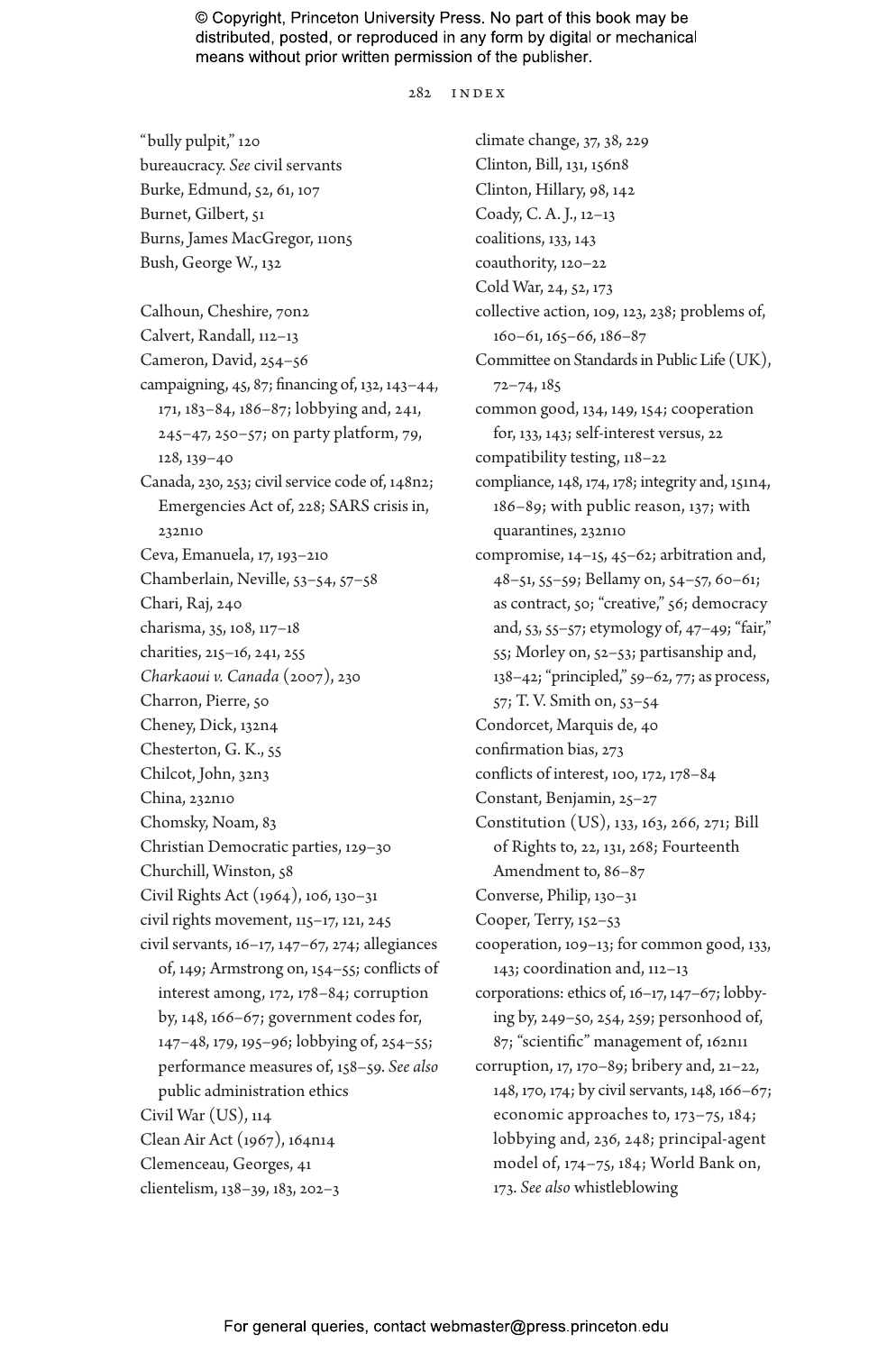"bully pulpit," 120
bureaucracy. *See* civil servants
Burke, Edmund, 52, 61, 107
Burnet, Gilbert, 51
Burns, James MacGregor, 110n5
Bush, George W., 132

Calhoun, Cheshire, 70n2
Calvert, Randall, 112–13
Cameron, David, 254–56
campaigning, 45, 87; financing of, 132, 143–44, 171, 183–84, 186–87; lobbying and, 241, 245–47, 250–57; on party platform, 79, 128, 139–40
Canada, 230, 253; civil service code of, 148n2; Emergencies Act of, 228; SARS crisis in, 232n10
Ceva, Emanuela, 17, 193–210
Chamberlain, Neville, 53–54, 57–58
Chari, Raj, 240
charisma, 35, 108, 117–18
charities, 215–16, 241, 255
*Charkaoui v. Canada* (2007), 230
Charron, Pierre, 50
Cheney, Dick, 132n4
Chesterton, G. K., 55
Chilcot, John, 32n3
China, 232n10
Chomsky, Noam, 83
Christian Democratic parties, 129–30
Churchill, Winston, 58
Civil Rights Act (1964), 106, 130–31
civil rights movement, 115–17, 121, 245
civil servants, 16–17, 147–67, 274; allegiances of, 149; Armstrong on, 154–55; conflicts of interest among, 172, 178–84; corruption by, 148, 166–67; government codes for, 147–48, 179, 195–96; lobbying of, 254–55; performance measures of, 158–59. *See also* public administration ethics
Civil War (US), 114
Clean Air Act (1967), 164n14
Clemenceau, Georges, 41
clientelism, 138–39, 183, 202–3
climate change, 37, 38, 229
Clinton, Bill, 131, 156n8
Clinton, Hillary, 98, 142
Coady, C. A. J., 12–13
coalitions, 133, 143
coauthority, 120–22
Cold War, 24, 52, 173
collective action, 109, 123, 238; problems of, 160–61, 165–66, 186–87
Committee on Standards in Public Life (UK), 72–74, 185
common good, 134, 149, 154; cooperation for, 133, 143; self-interest versus, 22
compatibility testing, 118–22
compliance, 148, 174, 178; integrity and, 151n4, 186–89; with public reason, 137; with quarantines, 232n10
compromise, 14–15, 45–62; arbitration and, 48–51, 55–59; Bellamy on, 54–57, 60–61; as contract, 50; "creative," 56; democracy and, 53, 55–57; etymology of, 47–49; "fair," 55; Morley on, 52–53; partisanship and, 138–42; "principled," 59–62, 77; as process, 57; T. V. Smith on, 53–54
Condorcet, Marquis de, 40
confirmation bias, 273
conflicts of interest, 100, 172, 178–84
Constant, Benjamin, 25–27
Constitution (US), 133, 163, 266, 271; Bill of Rights to, 22, 131, 268; Fourteenth Amendment to, 86–87
Converse, Philip, 130–31
Cooper, Terry, 152–53
cooperation, 109–13; for common good, 133, 143; coordination and, 112–13
corporations: ethics of, 16–17, 147–67; lobbying by, 249–50, 254, 259; personhood of, 87; "scientific" management of, 162n11
corruption, 17, 170–89; bribery and, 21–22, 148, 170, 174; by civil servants, 148, 166–67; economic approaches to, 173–75, 184; lobbying and, 236, 248; principal-agent model of, 174–75, 184; World Bank on, 173. *See also* whistleblowing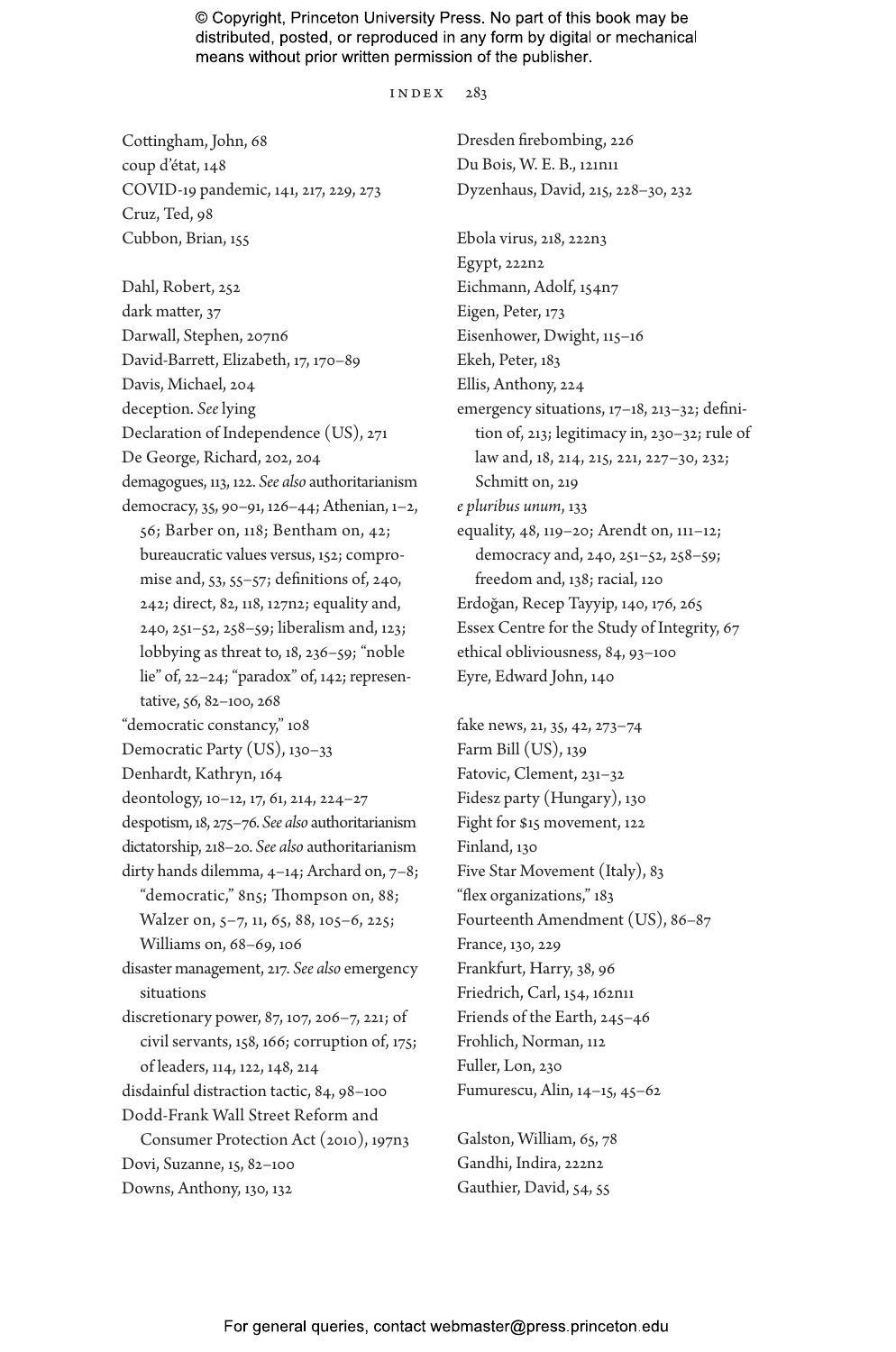Cottingham, John, 68
coup d'état, 148
COVID-19 pandemic, 141, 217, 229, 273
Cruz, Ted, 98
Cubbon, Brian, 155

Dahl, Robert, 252
dark matter, 37
Darwall, Stephen, 207n6
David-Barrett, Elizabeth, 17, 170–89
Davis, Michael, 204
deception. *See* lying
Declaration of Independence (US), 271
De George, Richard, 202, 204
demagogues, 113, 122. *See also* authoritarianism
democracy, 35, 90–91, 126–44; Athenian, 1–2, 56; Barber on, 118; Bentham on, 42; bureaucratic values versus, 152; compromise and, 53, 55–57; definitions of, 240, 242; direct, 82, 118, 127n2; equality and, 240, 251–52, 258–59; liberalism and, 123; lobbying as threat to, 18, 236–59; "noble lie" of, 22–24; "paradox" of, 142; representative, 56, 82–100, 268
"democratic constancy," 108
Democratic Party (US), 130–33
Denhardt, Kathryn, 164
deontology, 10–12, 17, 61, 214, 224–27
despotism, 18, 275–76. *See also* authoritarianism
dictatorship, 218–20. *See also* authoritarianism
dirty hands dilemma, 4–14; Archard on, 7–8; "democratic," 8n5; Thompson on, 88; Walzer on, 5–7, 11, 65, 88, 105–6, 225; Williams on, 68–69, 106
disaster management, 217. *See also* emergency situations
discretionary power, 87, 107, 206–7, 221; of civil servants, 158, 166; corruption of, 175; of leaders, 114, 122, 148, 214
disdainful distraction tactic, 84, 98–100
Dodd-Frank Wall Street Reform and Consumer Protection Act (2010), 197n3
Dovi, Suzanne, 15, 82–100
Downs, Anthony, 130, 132
Dresden firebombing, 226
Du Bois, W. E. B., 121n11
Dyzenhaus, David, 215, 228–30, 232

Ebola virus, 218, 222n3
Egypt, 222n2
Eichmann, Adolf, 154n7
Eigen, Peter, 173
Eisenhower, Dwight, 115–16
Ekeh, Peter, 183
Ellis, Anthony, 224
emergency situations, 17–18, 213–32; definition of, 213; legitimacy in, 230–32; rule of law and, 18, 214, 215, 221, 227–30, 232; Schmitt on, 219
*e pluribus unum*, 133
equality, 48, 119–20; Arendt on, 111–12; democracy and, 240, 251–52, 258–59; freedom and, 138; racial, 120
Erdoğan, Recep Tayyip, 140, 176, 265
Essex Centre for the Study of Integrity, 67
ethical obliviousness, 84, 93–100
Eyre, Edward John, 140

fake news, 21, 35, 42, 273–74
Farm Bill (US), 139
Fatovic, Clement, 231–32
Fidesz party (Hungary), 130
Fight for $15 movement, 122
Finland, 130
Five Star Movement (Italy), 83
"flex organizations," 183
Fourteenth Amendment (US), 86–87
France, 130, 229
Frankfurt, Harry, 38, 96
Friedrich, Carl, 154, 162n11
Friends of the Earth, 245–46
Frohlich, Norman, 112
Fuller, Lon, 230
Fumurescu, Alin, 14–15, 45–62

Galston, William, 65, 78
Gandhi, Indira, 222n2
Gauthier, David, 54, 55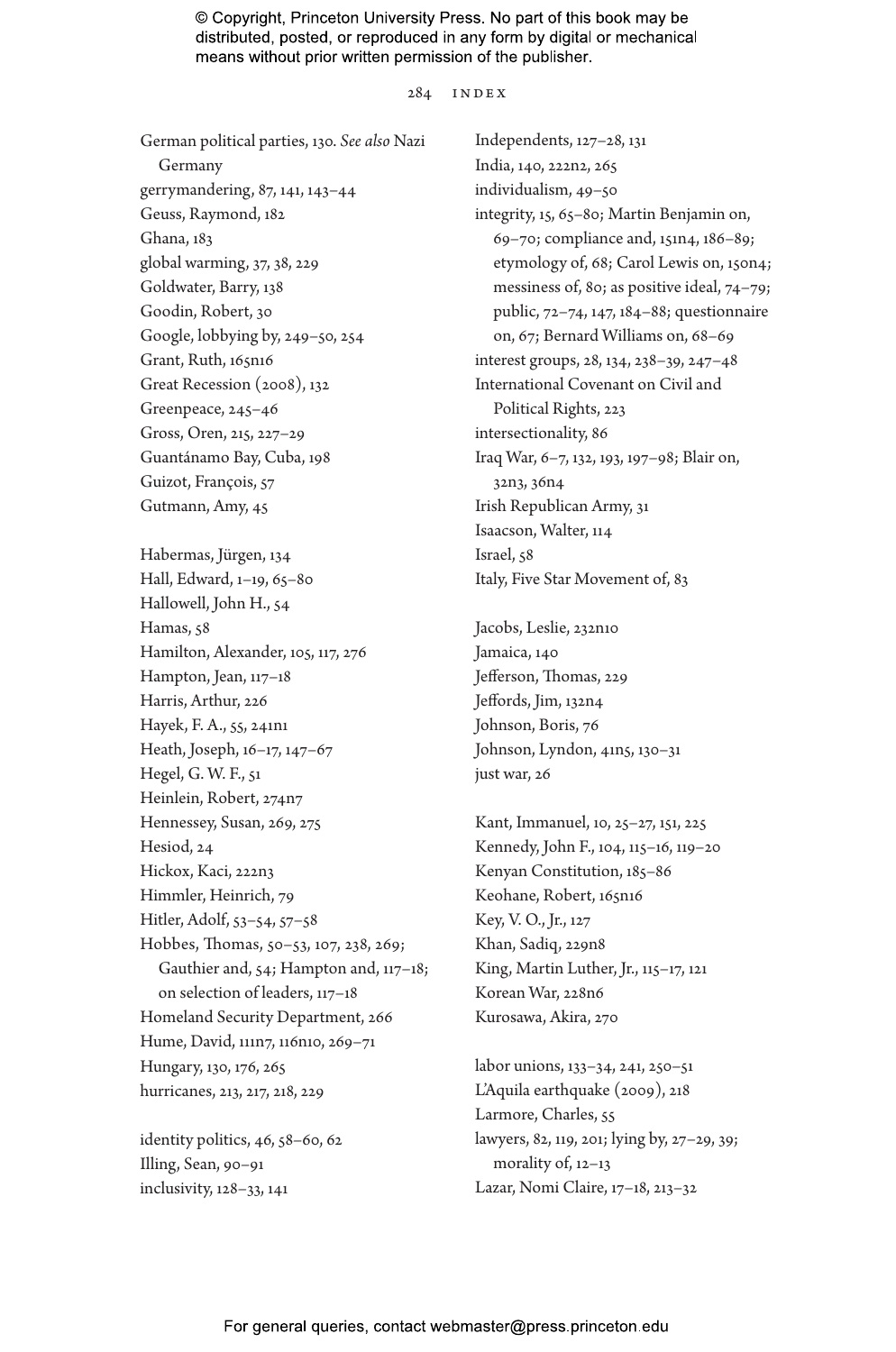German political parties, 130. *See also* Nazi Germany
gerrymandering, 87, 141, 143–44
Geuss, Raymond, 182
Ghana, 183
global warming, 37, 38, 229
Goldwater, Barry, 138
Goodin, Robert, 30
Google, lobbying by, 249–50, 254
Grant, Ruth, 165n16
Great Recession (2008), 132
Greenpeace, 245–46
Gross, Oren, 215, 227–29
Guantánamo Bay, Cuba, 198
Guizot, François, 57
Gutmann, Amy, 45

Habermas, Jürgen, 134
Hall, Edward, 1–19, 65–80
Hallowell, John H., 54
Hamas, 58
Hamilton, Alexander, 105, 117, 276
Hampton, Jean, 117–18
Harris, Arthur, 226
Hayek, F. A., 55, 241n1
Heath, Joseph, 16–17, 147–67
Hegel, G. W. F., 51
Heinlein, Robert, 274n7
Hennessey, Susan, 269, 275
Hesiod, 24
Hickox, Kaci, 222n3
Himmler, Heinrich, 79
Hitler, Adolf, 53–54, 57–58
Hobbes, Thomas, 50–53, 107, 238, 269; Gauthier and, 54; Hampton and, 117–18; on selection of leaders, 117–18
Homeland Security Department, 266
Hume, David, 111n7, 116n10, 269–71
Hungary, 130, 176, 265
hurricanes, 213, 217, 218, 229

identity politics, 46, 58–60, 62
Illing, Sean, 90–91
inclusivity, 128–33, 141
Independents, 127–28, 131
India, 140, 222n2, 265
individualism, 49–50
integrity, 15, 65–80; Martin Benjamin on, 69–70; compliance and, 151n4, 186–89; etymology of, 68; Carol Lewis on, 150n4; messiness of, 80; as positive ideal, 74–79; public, 72–74, 147, 184–88; questionnaire on, 67; Bernard Williams on, 68–69
interest groups, 28, 134, 238–39, 247–48
International Covenant on Civil and Political Rights, 223
intersectionality, 86
Iraq War, 6–7, 132, 193, 197–98; Blair on, 32n3, 36n4
Irish Republican Army, 31
Isaacson, Walter, 114
Israel, 58
Italy, Five Star Movement of, 83

Jacobs, Leslie, 232n10
Jamaica, 140
Jefferson, Thomas, 229
Jeffords, Jim, 132n4
Johnson, Boris, 76
Johnson, Lyndon, 41n5, 130–31
just war, 26

Kant, Immanuel, 10, 25–27, 151, 225
Kennedy, John F., 104, 115–16, 119–20
Kenyan Constitution, 185–86
Keohane, Robert, 165n16
Key, V. O., Jr., 127
Khan, Sadiq, 229n8
King, Martin Luther, Jr., 115–17, 121
Korean War, 228n6
Kurosawa, Akira, 270

labor unions, 133–34, 241, 250–51
L'Aquila earthquake (2009), 218
Larmore, Charles, 55
lawyers, 82, 119, 201; lying by, 27–29, 39; morality of, 12–13
Lazar, Nomi Claire, 17–18, 213–32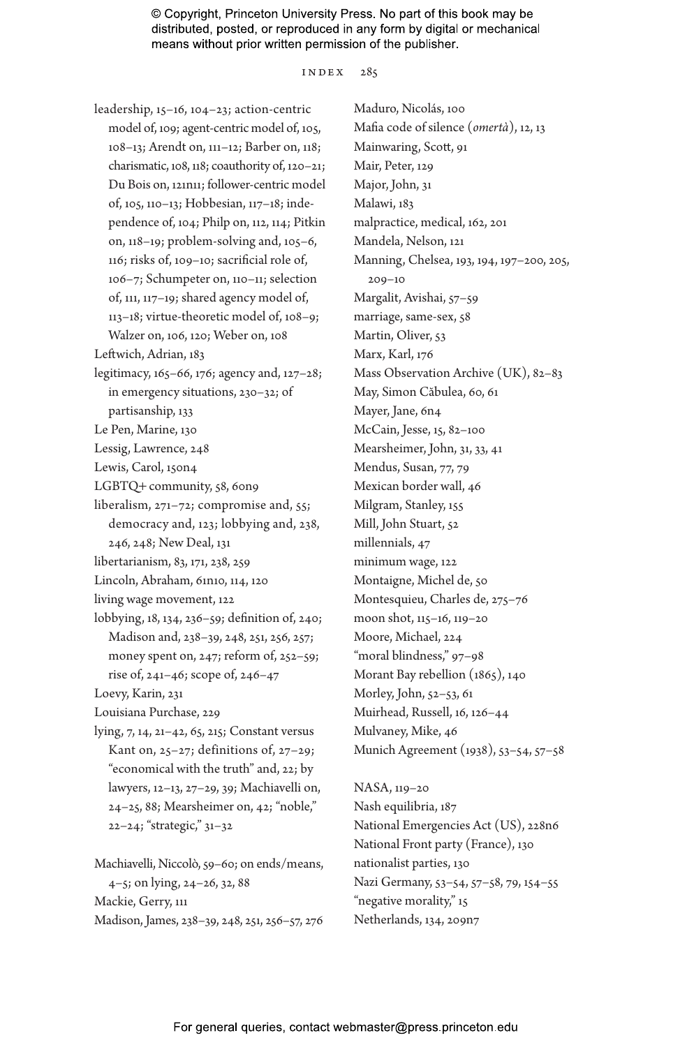leadership, 15–16, 104–23; action-centric model of, 109; agent-centric model of, 105, 108–13; Arendt on, 111–12; Barber on, 118; charismatic, 108, 118; coauthority of, 120–21; Du Bois on, 121n11; follower-centric model of, 105, 110–13; Hobbesian, 117–18; independence of, 104; Philp on, 112, 114; Pitkin on, 118–19; problem-solving and, 105–6, 116; risks of, 109–10; sacrificial role of, 106–7; Schumpeter on, 110–11; selection of, 111, 117–19; shared agency model of, 113–18; virtue-theoretic model of, 108–9; Walzer on, 106, 120; Weber on, 108

Leftwich, Adrian, 183

legitimacy, 165–66, 176; agency and, 127–28; in emergency situations, 230–32; of partisanship, 133

Le Pen, Marine, 130

Lessig, Lawrence, 248

Lewis, Carol, 150n4

LGBTQ+ community, 58, 60n9

liberalism, 271–72; compromise and, 55; democracy and, 123; lobbying and, 238, 246, 248; New Deal, 131

libertarianism, 83, 171, 238, 259

Lincoln, Abraham, 61n10, 114, 120

living wage movement, 122

lobbying, 18, 134, 236–59; definition of, 240; Madison and, 238–39, 248, 251, 256, 257; money spent on, 247; reform of, 252–59; rise of, 241–46; scope of, 246–47

Loevy, Karin, 231

Louisiana Purchase, 229

lying, 7, 14, 21–42, 65, 215; Constant versus Kant on, 25–27; definitions of, 27–29; "economical with the truth" and, 22; by lawyers, 12–13, 27–29, 39; Machiavelli on, 24–25, 88; Mearsheimer on, 42; "noble," 22–24; "strategic," 31–32

Machiavelli, Niccolò, 59–60; on ends/means, 4–5; on lying, 24–26, 32, 88

Mackie, Gerry, 111

Madison, James, 238–39, 248, 251, 256–57, 276

Maduro, Nicolás, 100

Mafia code of silence (*omertà*), 12, 13

Mainwaring, Scott, 91

Mair, Peter, 129

Major, John, 31

Malawi, 183

malpractice, medical, 162, 201

Mandela, Nelson, 121

Manning, Chelsea, 193, 194, 197–200, 205, 209–10

Margalit, Avishai, 57–59

marriage, same-sex, 58

Martin, Oliver, 53

Marx, Karl, 176

Mass Observation Archive (UK), 82–83

May, Simon Căbulea, 60, 61

Mayer, Jane, 6n4

McCain, Jesse, 15, 82–100

Mearsheimer, John, 31, 33, 41

Mendus, Susan, 77, 79

Mexican border wall, 46

Milgram, Stanley, 155

Mill, John Stuart, 52

millennials, 47

minimum wage, 122

Montaigne, Michel de, 50

Montesquieu, Charles de, 275–76

moon shot, 115–16, 119–20

Moore, Michael, 224

"moral blindness," 97–98

Morant Bay rebellion (1865), 140

Morley, John, 52–53, 61

Muirhead, Russell, 16, 126–44

Mulvaney, Mike, 46

Munich Agreement (1938), 53–54, 57–58

NASA, 119–20

Nash equilibria, 187

National Emergencies Act (US), 228n6

National Front party (France), 130

nationalist parties, 130

Nazi Germany, 53–54, 57–58, 79, 154–55

"negative morality," 15

Netherlands, 134, 209n7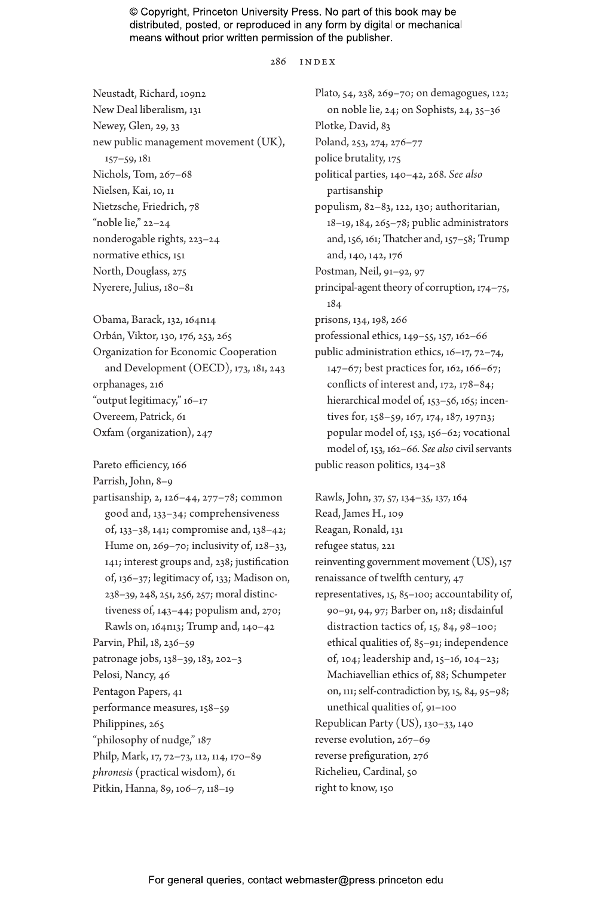Neustadt, Richard, 109n2
New Deal liberalism, 131
Newey, Glen, 29, 33
new public management movement (UK), 157–59, 181
Nichols, Tom, 267–68
Nielsen, Kai, 10, 11
Nietzsche, Friedrich, 78
"noble lie," 22–24
nonderogable rights, 223–24
normative ethics, 151
North, Douglass, 275
Nyerere, Julius, 180–81

Obama, Barack, 132, 164n14
Orbán, Viktor, 130, 176, 253, 265
Organization for Economic Cooperation and Development (OECD), 173, 181, 243
orphanages, 216
"output legitimacy," 16–17
Overeem, Patrick, 61
Oxfam (organization), 247

Pareto efficiency, 166
Parrish, John, 8–9
partisanship, 2, 126–44, 277–78; common good and, 133–34; comprehensiveness of, 133–38, 141; compromise and, 138–42; Hume on, 269–70; inclusivity of, 128–33, 141; interest groups and, 238; justification of, 136–37; legitimacy of, 133; Madison on, 238–39, 248, 251, 256, 257; moral distinctiveness of, 143–44; populism and, 270; Rawls on, 164n13; Trump and, 140–42
Parvin, Phil, 18, 236–59
patronage jobs, 138–39, 183, 202–3
Pelosi, Nancy, 46
Pentagon Papers, 41
performance measures, 158–59
Philippines, 265
"philosophy of nudge," 187
Philp, Mark, 17, 72–73, 112, 114, 170–89
*phronesis* (practical wisdom), 61
Pitkin, Hanna, 89, 106–7, 118–19
Plato, 54, 238, 269–70; on demagogues, 122; on noble lie, 24; on Sophists, 24, 35–36
Plotke, David, 83
Poland, 253, 274, 276–77
police brutality, 175
political parties, 140–42, 268. *See also* partisanship
populism, 82–83, 122, 130; authoritarian, 18–19, 184, 265–78; public administrators and, 156, 161; Thatcher and, 157–58; Trump and, 140, 142, 176
Postman, Neil, 91–92, 97
principal-agent theory of corruption, 174–75, 184
prisons, 134, 198, 266
professional ethics, 149–55, 157, 162–66
public administration ethics, 16–17, 72–74, 147–67; best practices for, 162, 166–67; conflicts of interest and, 172, 178–84; hierarchical model of, 153–56, 165; incentives for, 158–59, 167, 174, 187, 197n3; popular model of, 153, 156–62; vocational model of, 153, 162–66. *See also* civil servants
public reason politics, 134–38

Rawls, John, 37, 57, 134–35, 137, 164
Read, James H., 109
Reagan, Ronald, 131
refugee status, 221
reinventing government movement (US), 157
renaissance of twelfth century, 47
representatives, 15, 85–100; accountability of, 90–91, 94, 97; Barber on, 118; disdainful distraction tactics of, 15, 84, 98–100; ethical qualities of, 85–91; independence of, 104; leadership and, 15–16, 104–23; Machiavellian ethics of, 88; Schumpeter on, 111; self-contradiction by, 15, 84, 95–98; unethical qualities of, 91–100
Republican Party (US), 130–33, 140
reverse evolution, 267–69
reverse prefiguration, 276
Richelieu, Cardinal, 50
right to know, 150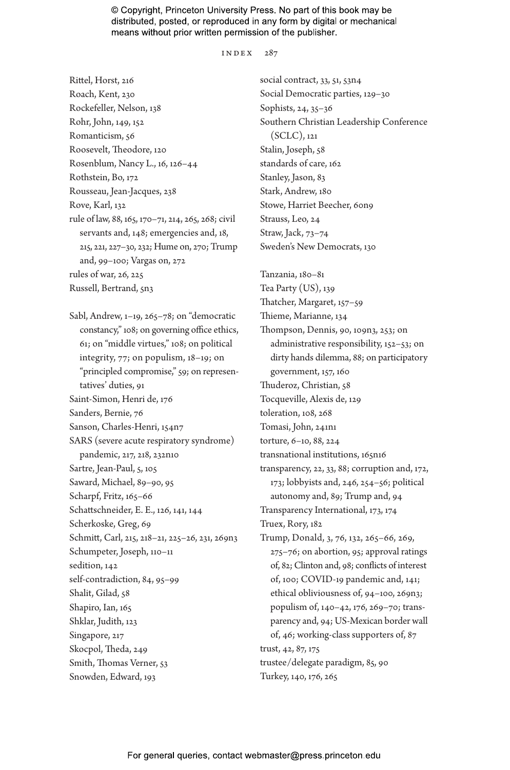Rittel, Horst, 216
Roach, Kent, 230
Rockefeller, Nelson, 138
Rohr, John, 149, 152
Romanticism, 56
Roosevelt, Theodore, 120
Rosenblum, Nancy L., 16, 126–44
Rothstein, Bo, 172
Rousseau, Jean-Jacques, 238
Rove, Karl, 132
rule of law, 88, 165, 170–71, 214, 265, 268; civil servants and, 148; emergencies and, 18, 215, 221, 227–30, 232; Hume on, 270; Trump and, 99–100; Vargas on, 272
rules of war, 26, 225
Russell, Bertrand, 5n3

Sabl, Andrew, 1–19, 265–78; on "democratic constancy," 108; on governing office ethics, 61; on "middle virtues," 108; on political integrity, 77; on populism, 18–19; on "principled compromise," 59; on representatives' duties, 91
Saint-Simon, Henri de, 176
Sanders, Bernie, 76
Sanson, Charles-Henri, 154n7
SARS (severe acute respiratory syndrome) pandemic, 217, 218, 232n10
Sartre, Jean-Paul, 5, 105
Saward, Michael, 89–90, 95
Scharpf, Fritz, 165–66
Schattschneider, E. E., 126, 141, 144
Scherkoske, Greg, 69
Schmitt, Carl, 215, 218–21, 225–26, 231, 269n3
Schumpeter, Joseph, 110–11
sedition, 142
self-contradiction, 84, 95–99
Shalit, Gilad, 58
Shapiro, Ian, 165
Shklar, Judith, 123
Singapore, 217
Skocpol, Theda, 249
Smith, Thomas Verner, 53
Snowden, Edward, 193
social contract, 33, 51, 53n4
Social Democratic parties, 129–30
Sophists, 24, 35–36
Southern Christian Leadership Conference (SCLC), 121
Stalin, Joseph, 58
standards of care, 162
Stanley, Jason, 83
Stark, Andrew, 180
Stowe, Harriet Beecher, 60n9
Strauss, Leo, 24
Straw, Jack, 73–74
Sweden's New Democrats, 130

Tanzania, 180–81
Tea Party (US), 139
Thatcher, Margaret, 157–59
Thieme, Marianne, 134
Thompson, Dennis, 90, 109n3, 253; on administrative responsibility, 152–53; on dirty hands dilemma, 88; on participatory government, 157, 160
Thuderoz, Christian, 58
Tocqueville, Alexis de, 129
toleration, 108, 268
Tomasi, John, 241n1
torture, 6–10, 88, 224
transnational institutions, 165n16
transparency, 22, 33, 88; corruption and, 172, 173; lobbyists and, 246, 254–56; political autonomy and, 89; Trump and, 94
Transparency International, 173, 174
Truex, Rory, 182
Trump, Donald, 3, 76, 132, 265–66, 269, 275–76; on abortion, 95; approval ratings of, 82; Clinton and, 98; conflicts of interest of, 100; COVID-19 pandemic and, 141; ethical obliviousness of, 94–100, 269n3; populism of, 140–42, 176, 269–70; transparency and, 94; US-Mexican border wall of, 46; working-class supporters of, 87
trust, 42, 87, 175
trustee/delegate paradigm, 85, 90
Turkey, 140, 176, 265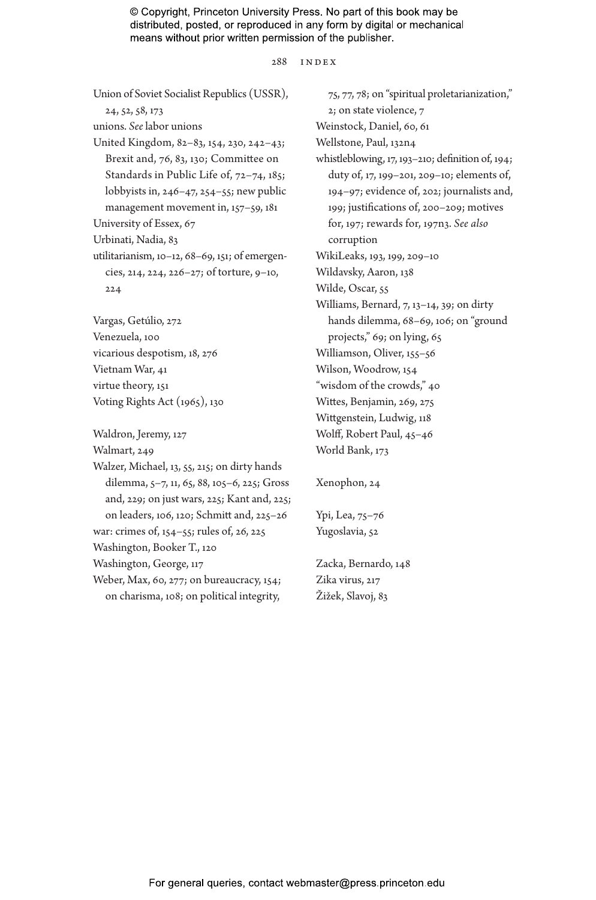Union of Soviet Socialist Republics (USSR), 24, 52, 58, 173
unions. *See* labor unions
United Kingdom, 82–83, 154, 230, 242–43; Brexit and, 76, 83, 130; Committee on Standards in Public Life of, 72–74, 185; lobbyists in, 246–47, 254–55; new public management movement in, 157–59, 181
University of Essex, 67
Urbinati, Nadia, 83
utilitarianism, 10–12, 68–69, 151; of emergencies, 214, 224, 226–27; of torture, 9–10, 224

Vargas, Getúlio, 272
Venezuela, 100
vicarious despotism, 18, 276
Vietnam War, 41
virtue theory, 151
Voting Rights Act (1965), 130

Waldron, Jeremy, 127
Walmart, 249
Walzer, Michael, 13, 55, 215; on dirty hands dilemma, 5–7, 11, 65, 88, 105–6, 225; Gross and, 229; on just wars, 225; Kant and, 225; on leaders, 106, 120; Schmitt and, 225–26
war: crimes of, 154–55; rules of, 26, 225
Washington, Booker T., 120
Washington, George, 117
Weber, Max, 60, 277; on bureaucracy, 154; on charisma, 108; on political integrity, 75, 77, 78; on "spiritual proletarianization," 2; on state violence, 7
Weinstock, Daniel, 60, 61
Wellstone, Paul, 132n4
whistleblowing, 17, 193–210; definition of, 194; duty of, 17, 199–201, 209–10; elements of, 194–97; evidence of, 202; journalists and, 199; justifications of, 200–209; motives for, 197; rewards for, 197n3. *See also* corruption
WikiLeaks, 193, 199, 209–10
Wildavsky, Aaron, 138
Wilde, Oscar, 55
Williams, Bernard, 7, 13–14, 39; on dirty hands dilemma, 68–69, 106; on "ground projects," 69; on lying, 65
Williamson, Oliver, 155–56
Wilson, Woodrow, 154
"wisdom of the crowds," 40
Wittes, Benjamin, 269, 275
Wittgenstein, Ludwig, 118
Wolff, Robert Paul, 45–46
World Bank, 173

Xenophon, 24

Ypi, Lea, 75–76
Yugoslavia, 52

Zacka, Bernardo, 148
Zika virus, 217
Žižek, Slavoj, 83